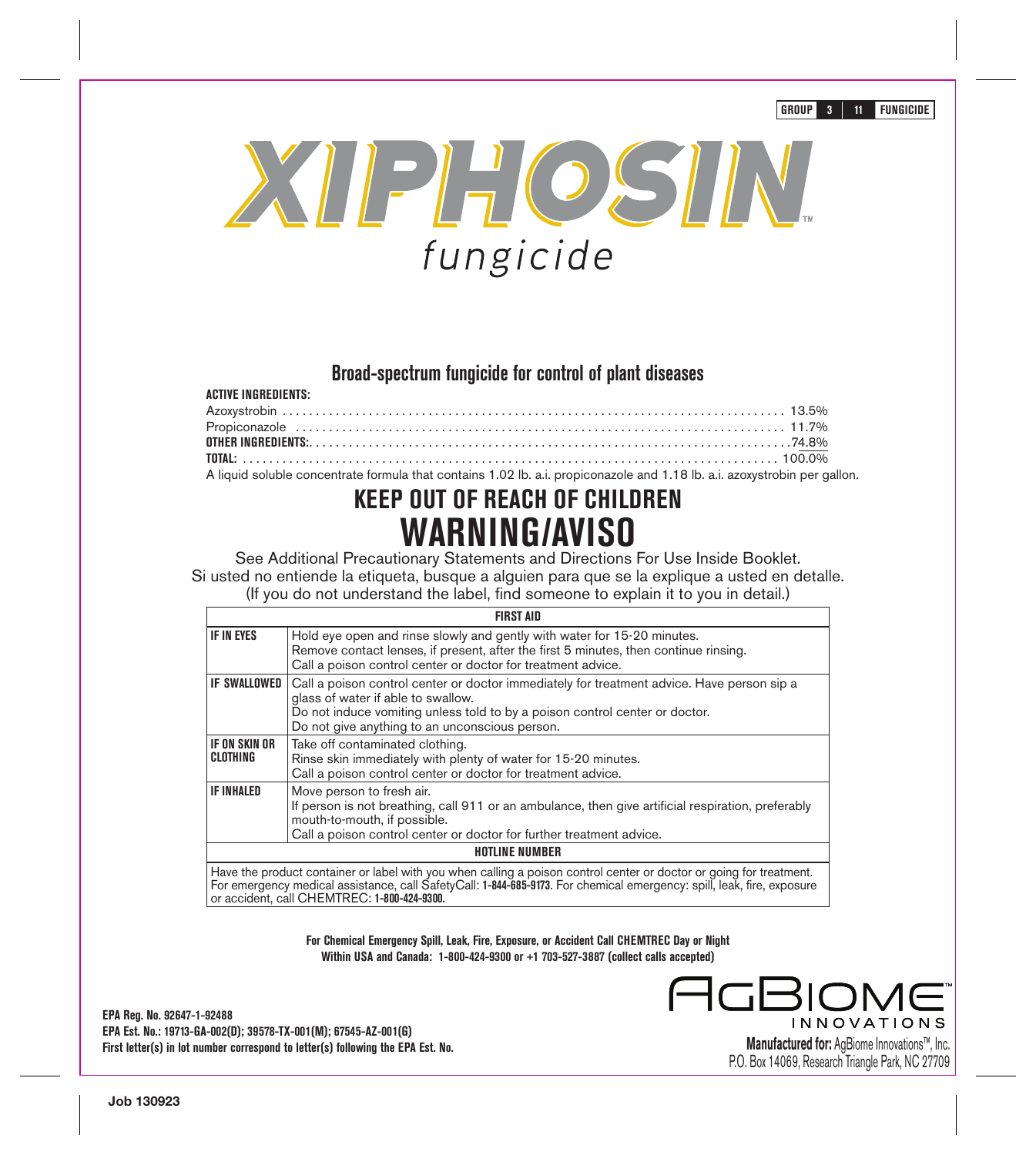GROUP 3 11 FUNGICIDE

# XIPHOSIN™

## fungicide

### Broad-spectrum fungicide for control of plant diseases

**ACTIVE INGREDIENTS:**

| | |
|---|---|
| Azoxystrobin | 13.5% |
| Propiconazole | 11.7% |
| **OTHER INGREDIENTS:** | 74.8% |
| **TOTAL:** | 100.0% |

A liquid soluble concentrate formula that contains 1.02 lb. a.i. propiconazole and 1.18 lb. a.i. azoxystrobin per gallon.

# KEEP OUT OF REACH OF CHILDREN

# WARNING/AVISO

See Additional Precautionary Statements and Directions For Use Inside Booklet.

Si usted no entiende la etiqueta, busque a alguien para que se la explique a usted en detalle.

(If you do not understand the label, find someone to explain it to you in detail.)

| FIRST AID | |
|---|---|
| **IF IN EYES** | Hold eye open and rinse slowly and gently with water for 15-20 minutes. Remove contact lenses, if present, after the first 5 minutes, then continue rinsing. Call a poison control center or doctor for treatment advice. |
| **IF SWALLOWED** | Call a poison control center or doctor immediately for treatment advice. Have person sip a glass of water if able to swallow. Do not induce vomiting unless told to by a poison control center or doctor. Do not give anything to an unconscious person. |
| **IF ON SKIN OR CLOTHING** | Take off contaminated clothing. Rinse skin immediately with plenty of water for 15-20 minutes. Call a poison control center or doctor for treatment advice. |
| **IF INHALED** | Move person to fresh air. If person is not breathing, call 911 or an ambulance, then give artificial respiration, preferably mouth-to-mouth, if possible. Call a poison control center or doctor for further treatment advice. |
| **HOTLINE NUMBER** | |
| Have the product container or label with you when calling a poison control center or doctor or going for treatment. For emergency medical assistance, call SafetyCall: **1-844-685-9173**. For chemical emergency: spill, leak, fire, exposure or accident, call CHEMTREC: **1-800-424-9300.** | |

**For Chemical Emergency Spill, Leak, Fire, Exposure, or Accident Call CHEMTREC Day or Night**
**Within USA and Canada: 1-800-424-9300 or +1 703-527-3887 (collect calls accepted)**

**EPA Reg. No. 92647-1-92488**
**EPA Est. No.: 19713-GA-002(D); 39578-TX-001(M); 67545-AZ-001(G)**
**First letter(s) in lot number correspond to letter(s) following the EPA Est. No.**

AGBIOME™ INNOVATIONS

**Manufactured for:** AgBiome Innovations™, Inc.
P.O. Box 14069, Research Triangle Park, NC 27709

Job 130923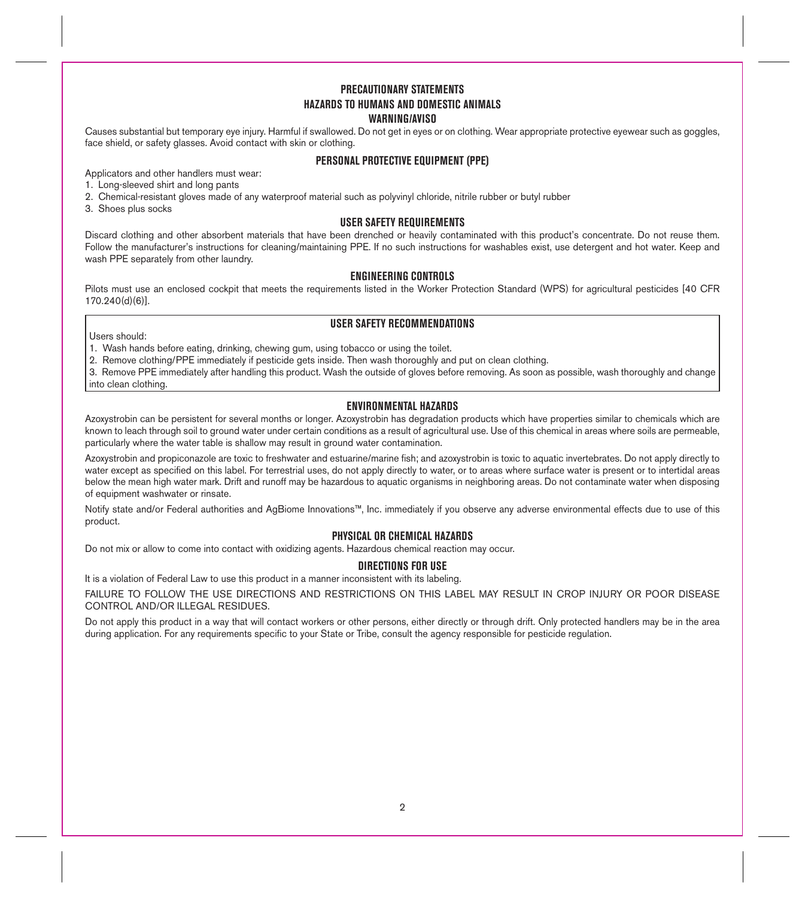## PRECAUTIONARY STATEMENTS

### HAZARDS TO HUMANS AND DOMESTIC ANIMALS

### WARNING/AVISO

Causes substantial but temporary eye injury. Harmful if swallowed. Do not get in eyes or on clothing. Wear appropriate protective eyewear such as goggles, face shield, or safety glasses. Avoid contact with skin or clothing.

### PERSONAL PROTECTIVE EQUIPMENT (PPE)

Applicators and other handlers must wear:

1. Long-sleeved shirt and long pants
2. Chemical-resistant gloves made of any waterproof material such as polyvinyl chloride, nitrile rubber or butyl rubber
3. Shoes plus socks

### USER SAFETY REQUIREMENTS

Discard clothing and other absorbent materials that have been drenched or heavily contaminated with this product's concentrate. Do not reuse them. Follow the manufacturer's instructions for cleaning/maintaining PPE. If no such instructions for washables exist, use detergent and hot water. Keep and wash PPE separately from other laundry.

### ENGINEERING CONTROLS

Pilots must use an enclosed cockpit that meets the requirements listed in the Worker Protection Standard (WPS) for agricultural pesticides [40 CFR 170.240(d)(6)].

### USER SAFETY RECOMMENDATIONS

Users should:

1. Wash hands before eating, drinking, chewing gum, using tobacco or using the toilet.
2. Remove clothing/PPE immediately if pesticide gets inside. Then wash thoroughly and put on clean clothing.
3. Remove PPE immediately after handling this product. Wash the outside of gloves before removing. As soon as possible, wash thoroughly and change into clean clothing.

### ENVIRONMENTAL HAZARDS

Azoxystrobin can be persistent for several months or longer. Azoxystrobin has degradation products which have properties similar to chemicals which are known to leach through soil to ground water under certain conditions as a result of agricultural use. Use of this chemical in areas where soils are permeable, particularly where the water table is shallow may result in ground water contamination.

Azoxystrobin and propiconazole are toxic to freshwater and estuarine/marine fish; and azoxystrobin is toxic to aquatic invertebrates. Do not apply directly to water except as specified on this label. For terrestrial uses, do not apply directly to water, or to areas where surface water is present or to intertidal areas below the mean high water mark. Drift and runoff may be hazardous to aquatic organisms in neighboring areas. Do not contaminate water when disposing of equipment washwater or rinsate.

Notify state and/or Federal authorities and AgBiome Innovations™, Inc. immediately if you observe any adverse environmental effects due to use of this product.

### PHYSICAL OR CHEMICAL HAZARDS

Do not mix or allow to come into contact with oxidizing agents. Hazardous chemical reaction may occur.

## DIRECTIONS FOR USE

It is a violation of Federal Law to use this product in a manner inconsistent with its labeling.

FAILURE TO FOLLOW THE USE DIRECTIONS AND RESTRICTIONS ON THIS LABEL MAY RESULT IN CROP INJURY OR POOR DISEASE CONTROL AND/OR ILLEGAL RESIDUES.

Do not apply this product in a way that will contact workers or other persons, either directly or through drift. Only protected handlers may be in the area during application. For any requirements specific to your State or Tribe, consult the agency responsible for pesticide regulation.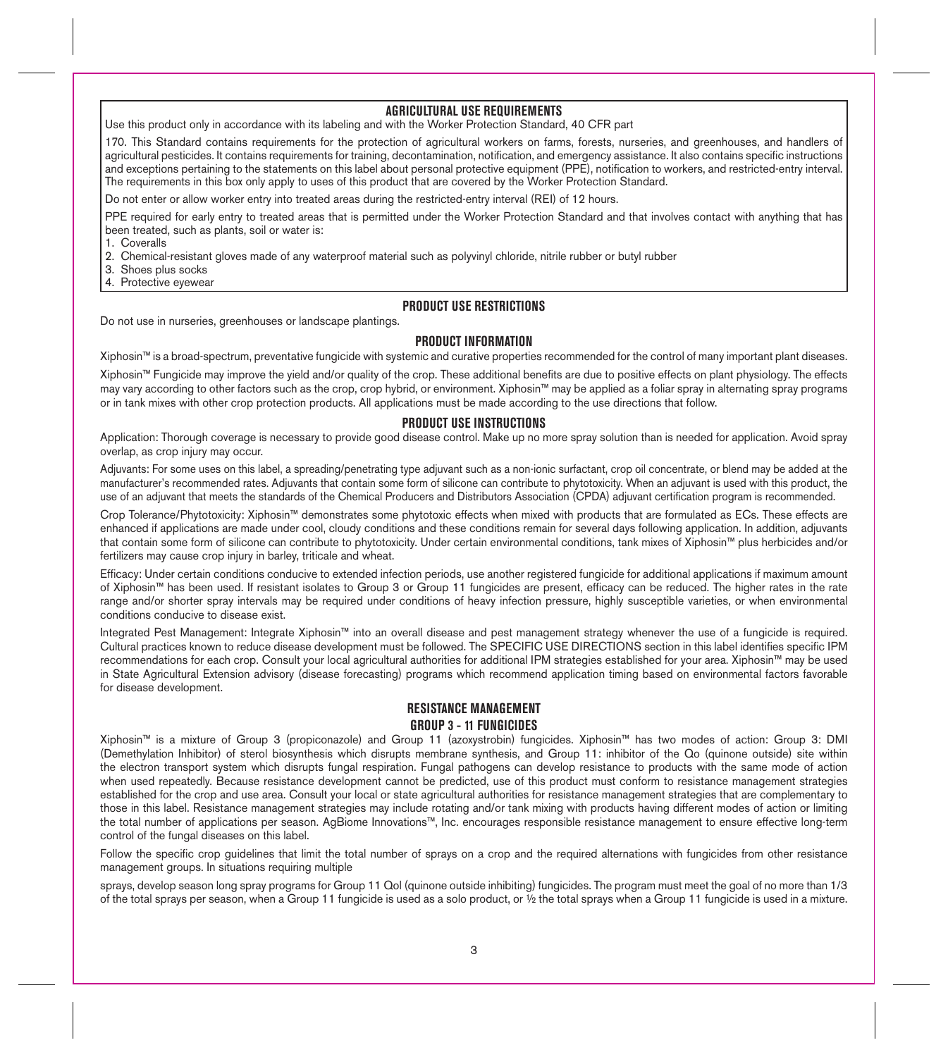## AGRICULTURAL USE REQUIREMENTS

Use this product only in accordance with its labeling and with the Worker Protection Standard, 40 CFR part

170. This Standard contains requirements for the protection of agricultural workers on farms, forests, nurseries, and greenhouses, and handlers of agricultural pesticides. It contains requirements for training, decontamination, notification, and emergency assistance. It also contains specific instructions and exceptions pertaining to the statements on this label about personal protective equipment (PPE), notification to workers, and restricted-entry interval. The requirements in this box only apply to uses of this product that are covered by the Worker Protection Standard.

Do not enter or allow worker entry into treated areas during the restricted-entry interval (REI) of 12 hours.

PPE required for early entry to treated areas that is permitted under the Worker Protection Standard and that involves contact with anything that has been treated, such as plants, soil or water is:

1. Coveralls
2. Chemical-resistant gloves made of any waterproof material such as polyvinyl chloride, nitrile rubber or butyl rubber
3. Shoes plus socks
4. Protective eyewear

## PRODUCT USE RESTRICTIONS

Do not use in nurseries, greenhouses or landscape plantings.

## PRODUCT INFORMATION

Xiphosin™ is a broad-spectrum, preventative fungicide with systemic and curative properties recommended for the control of many important plant diseases.

Xiphosin™ Fungicide may improve the yield and/or quality of the crop. These additional benefits are due to positive effects on plant physiology. The effects may vary according to other factors such as the crop, crop hybrid, or environment. Xiphosin™ may be applied as a foliar spray in alternating spray programs or in tank mixes with other crop protection products. All applications must be made according to the use directions that follow.

## PRODUCT USE INSTRUCTIONS

Application: Thorough coverage is necessary to provide good disease control. Make up no more spray solution than is needed for application. Avoid spray overlap, as crop injury may occur.

Adjuvants: For some uses on this label, a spreading/penetrating type adjuvant such as a non-ionic surfactant, crop oil concentrate, or blend may be added at the manufacturer's recommended rates. Adjuvants that contain some form of silicone can contribute to phytotoxicity. When an adjuvant is used with this product, the use of an adjuvant that meets the standards of the Chemical Producers and Distributors Association (CPDA) adjuvant certification program is recommended.

Crop Tolerance/Phytotoxicity: Xiphosin™ demonstrates some phytotoxic effects when mixed with products that are formulated as ECs. These effects are enhanced if applications are made under cool, cloudy conditions and these conditions remain for several days following application. In addition, adjuvants that contain some form of silicone can contribute to phytotoxicity. Under certain environmental conditions, tank mixes of Xiphosin™ plus herbicides and/or fertilizers may cause crop injury in barley, triticale and wheat.

Efficacy: Under certain conditions conducive to extended infection periods, use another registered fungicide for additional applications if maximum amount of Xiphosin™ has been used. If resistant isolates to Group 3 or Group 11 fungicides are present, efficacy can be reduced. The higher rates in the rate range and/or shorter spray intervals may be required under conditions of heavy infection pressure, highly susceptible varieties, or when environmental conditions conducive to disease exist.

Integrated Pest Management: Integrate Xiphosin™ into an overall disease and pest management strategy whenever the use of a fungicide is required. Cultural practices known to reduce disease development must be followed. The SPECIFIC USE DIRECTIONS section in this label identifies specific IPM recommendations for each crop. Consult your local agricultural authorities for additional IPM strategies established for your area. Xiphosin™ may be used in State Agricultural Extension advisory (disease forecasting) programs which recommend application timing based on environmental factors favorable for disease development.

## RESISTANCE MANAGEMENT

### GROUP 3 - 11 FUNGICIDES

Xiphosin™ is a mixture of Group 3 (propiconazole) and Group 11 (azoxystrobin) fungicides. Xiphosin™ has two modes of action: Group 3: DMI (Demethylation Inhibitor) of sterol biosynthesis which disrupts membrane synthesis, and Group 11: inhibitor of the Qo (quinone outside) site within the electron transport system which disrupts fungal respiration. Fungal pathogens can develop resistance to products with the same mode of action when used repeatedly. Because resistance development cannot be predicted, use of this product must conform to resistance management strategies established for the crop and use area. Consult your local or state agricultural authorities for resistance management strategies that are complementary to those in this label. Resistance management strategies may include rotating and/or tank mixing with products having different modes of action or limiting the total number of applications per season. AgBiome Innovations™, Inc. encourages responsible resistance management to ensure effective long-term control of the fungal diseases on this label.

Follow the specific crop guidelines that limit the total number of sprays on a crop and the required alternations with fungicides from other resistance management groups. In situations requiring multiple

sprays, develop season long spray programs for Group 11 QoI (quinone outside inhibiting) fungicides. The program must meet the goal of no more than 1/3 of the total sprays per season, when a Group 11 fungicide is used as a solo product, or ½ the total sprays when a Group 11 fungicide is used in a mixture.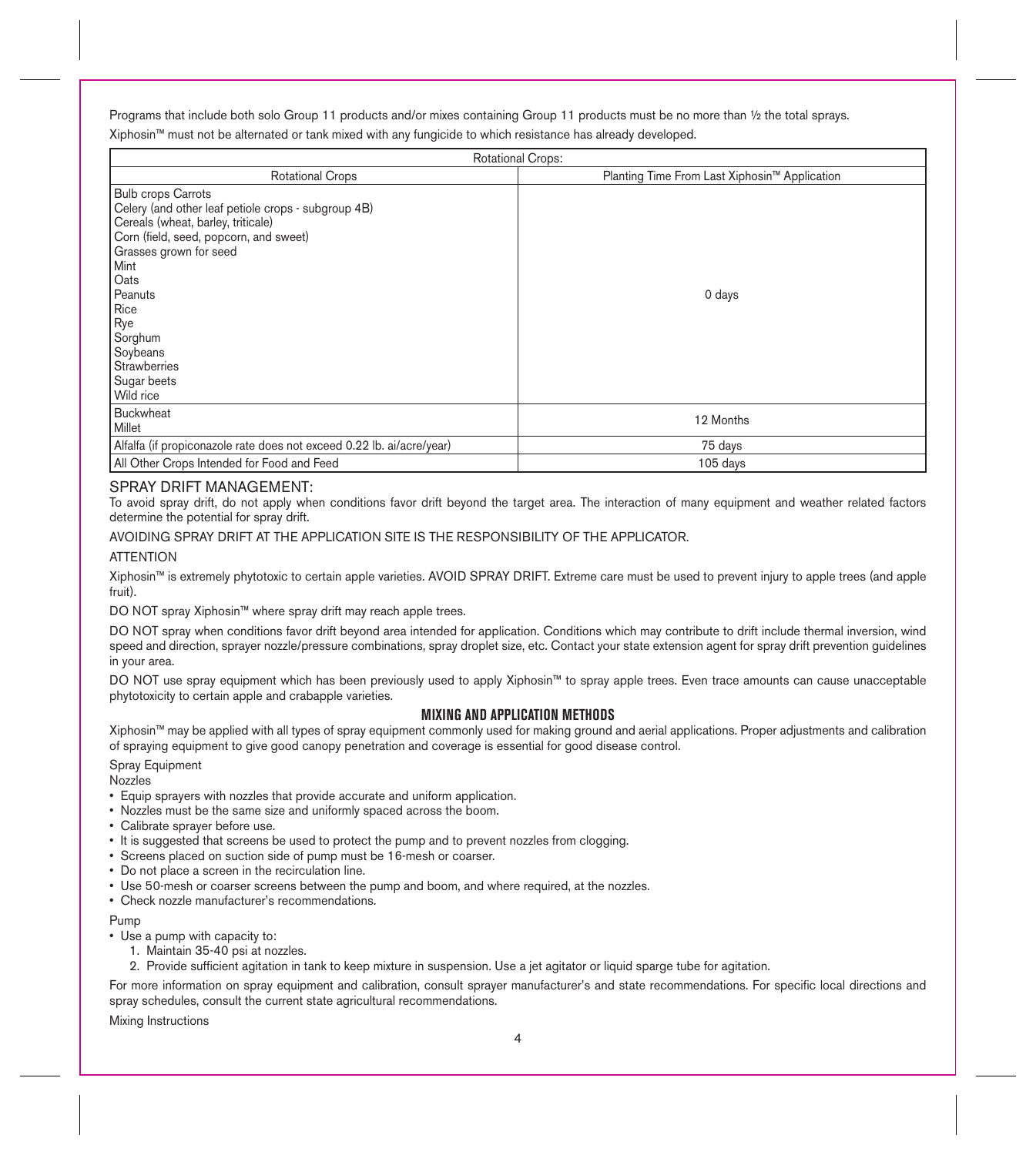Programs that include both solo Group 11 products and/or mixes containing Group 11 products must be no more than ½ the total sprays.

Xiphosin™ must not be alternated or tank mixed with any fungicide to which resistance has already developed.

| Rotational Crops: | |
|---|---|
| Rotational Crops | Planting Time From Last Xiphosin™ Application |
| Bulb crops Carrots<br>Celery (and other leaf petiole crops - subgroup 4B)<br>Cereals (wheat, barley, triticale)<br>Corn (field, seed, popcorn, and sweet)<br>Grasses grown for seed<br>Mint<br>Oats<br>Peanuts<br>Rice<br>Rye<br>Sorghum<br>Soybeans<br>Strawberries<br>Sugar beets<br>Wild rice | 0 days |
| Buckwheat<br>Millet | 12 Months |
| Alfalfa (if propiconazole rate does not exceed 0.22 lb. ai/acre/year) | 75 days |
| All Other Crops Intended for Food and Feed | 105 days |

## SPRAY DRIFT MANAGEMENT:

To avoid spray drift, do not apply when conditions favor drift beyond the target area. The interaction of many equipment and weather related factors determine the potential for spray drift.

AVOIDING SPRAY DRIFT AT THE APPLICATION SITE IS THE RESPONSIBILITY OF THE APPLICATOR.

ATTENTION

Xiphosin™ is extremely phytotoxic to certain apple varieties. AVOID SPRAY DRIFT. Extreme care must be used to prevent injury to apple trees (and apple fruit).

DO NOT spray Xiphosin™ where spray drift may reach apple trees.

DO NOT spray when conditions favor drift beyond area intended for application. Conditions which may contribute to drift include thermal inversion, wind speed and direction, sprayer nozzle/pressure combinations, spray droplet size, etc. Contact your state extension agent for spray drift prevention guidelines in your area.

DO NOT use spray equipment which has been previously used to apply Xiphosin™ to spray apple trees. Even trace amounts can cause unacceptable phytotoxicity to certain apple and crabapple varieties.

## MIXING AND APPLICATION METHODS

Xiphosin™ may be applied with all types of spray equipment commonly used for making ground and aerial applications. Proper adjustments and calibration of spraying equipment to give good canopy penetration and coverage is essential for good disease control.

Spray Equipment

Nozzles

- Equip sprayers with nozzles that provide accurate and uniform application.
- Nozzles must be the same size and uniformly spaced across the boom.
- Calibrate sprayer before use.
- It is suggested that screens be used to protect the pump and to prevent nozzles from clogging.
- Screens placed on suction side of pump must be 16-mesh or coarser.
- Do not place a screen in the recirculation line.
- Use 50-mesh or coarser screens between the pump and boom, and where required, at the nozzles.
- Check nozzle manufacturer's recommendations.

Pump

- Use a pump with capacity to:
  1. Maintain 35-40 psi at nozzles.
  2. Provide sufficient agitation in tank to keep mixture in suspension. Use a jet agitator or liquid sparge tube for agitation.

For more information on spray equipment and calibration, consult sprayer manufacturer's and state recommendations. For specific local directions and spray schedules, consult the current state agricultural recommendations.

Mixing Instructions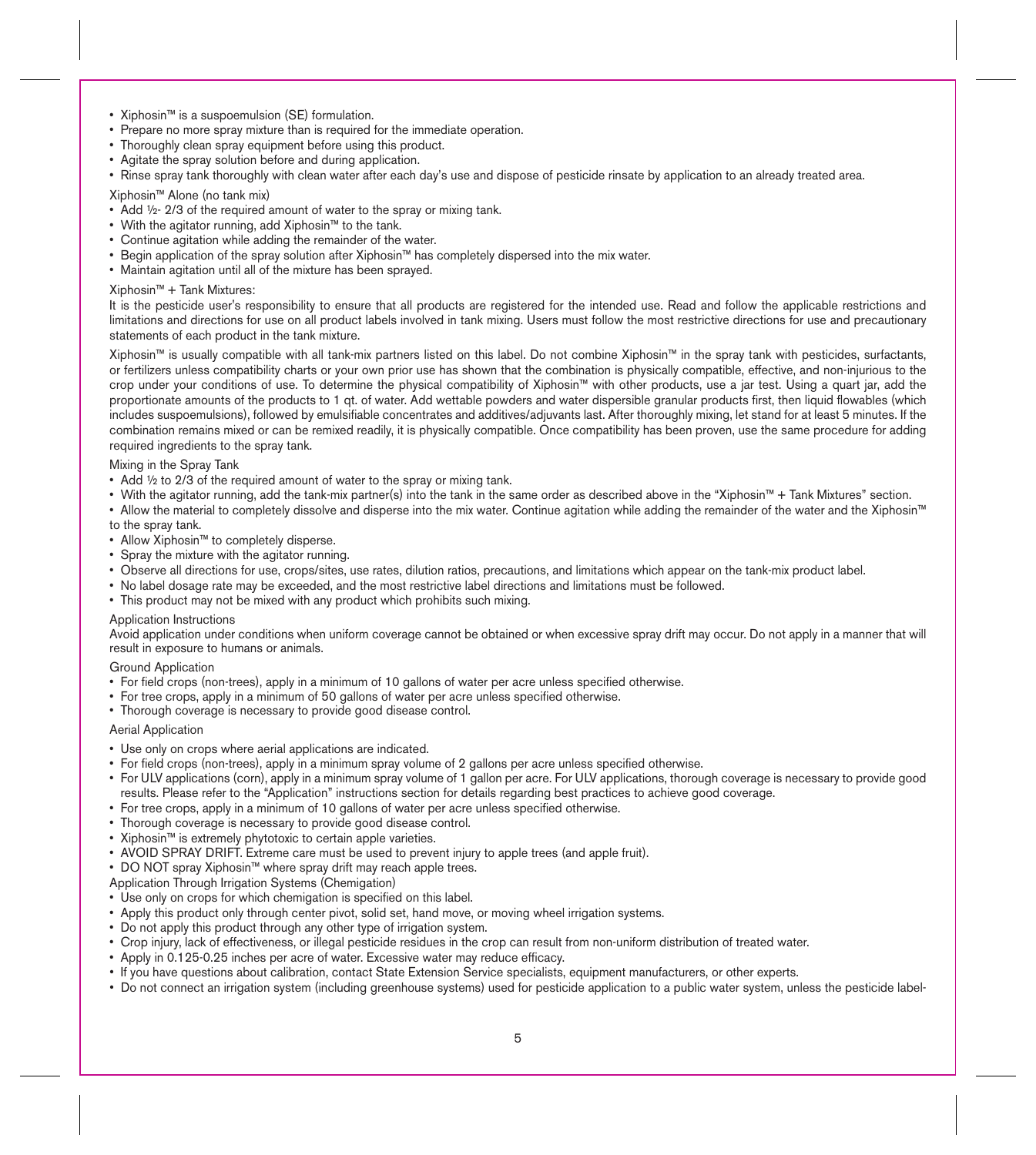- Xiphosin™ is a suspoemulsion (SE) formulation.
- Prepare no more spray mixture than is required for the immediate operation.
- Thoroughly clean spray equipment before using this product.
- Agitate the spray solution before and during application.
- Rinse spray tank thoroughly with clean water after each day's use and dispose of pesticide rinsate by application to an already treated area.

Xiphosin™ Alone (no tank mix)

- Add ½- 2/3 of the required amount of water to the spray or mixing tank.
- With the agitator running, add Xiphosin™ to the tank.
- Continue agitation while adding the remainder of the water.
- Begin application of the spray solution after Xiphosin™ has completely dispersed into the mix water.
- Maintain agitation until all of the mixture has been sprayed.

Xiphosin™ + Tank Mixtures:

It is the pesticide user's responsibility to ensure that all products are registered for the intended use. Read and follow the applicable restrictions and limitations and directions for use on all product labels involved in tank mixing. Users must follow the most restrictive directions for use and precautionary statements of each product in the tank mixture.

Xiphosin™ is usually compatible with all tank-mix partners listed on this label. Do not combine Xiphosin™ in the spray tank with pesticides, surfactants, or fertilizers unless compatibility charts or your own prior use has shown that the combination is physically compatible, effective, and non-injurious to the crop under your conditions of use. To determine the physical compatibility of Xiphosin™ with other products, use a jar test. Using a quart jar, add the proportionate amounts of the products to 1 qt. of water. Add wettable powders and water dispersible granular products first, then liquid flowables (which includes suspoemulsions), followed by emulsifiable concentrates and additives/adjuvants last. After thoroughly mixing, let stand for at least 5 minutes. If the combination remains mixed or can be remixed readily, it is physically compatible. Once compatibility has been proven, use the same procedure for adding required ingredients to the spray tank.

Mixing in the Spray Tank

- Add ½ to 2/3 of the required amount of water to the spray or mixing tank.
- With the agitator running, add the tank-mix partner(s) into the tank in the same order as described above in the "Xiphosin™ + Tank Mixtures" section.
- Allow the material to completely dissolve and disperse into the mix water. Continue agitation while adding the remainder of the water and the Xiphosin™ to the spray tank.
- Allow Xiphosin™ to completely disperse.
- Spray the mixture with the agitator running.
- Observe all directions for use, crops/sites, use rates, dilution ratios, precautions, and limitations which appear on the tank-mix product label.
- No label dosage rate may be exceeded, and the most restrictive label directions and limitations must be followed.
- This product may not be mixed with any product which prohibits such mixing.

Application Instructions

Avoid application under conditions when uniform coverage cannot be obtained or when excessive spray drift may occur. Do not apply in a manner that will result in exposure to humans or animals.

Ground Application

- For field crops (non-trees), apply in a minimum of 10 gallons of water per acre unless specified otherwise.
- For tree crops, apply in a minimum of 50 gallons of water per acre unless specified otherwise.
- Thorough coverage is necessary to provide good disease control.

Aerial Application

- Use only on crops where aerial applications are indicated.
- For field crops (non-trees), apply in a minimum spray volume of 2 gallons per acre unless specified otherwise.
- For ULV applications (corn), apply in a minimum spray volume of 1 gallon per acre. For ULV applications, thorough coverage is necessary to provide good results. Please refer to the "Application" instructions section for details regarding best practices to achieve good coverage.
- For tree crops, apply in a minimum of 10 gallons of water per acre unless specified otherwise.
- Thorough coverage is necessary to provide good disease control.
- Xiphosin™ is extremely phytotoxic to certain apple varieties.
- AVOID SPRAY DRIFT. Extreme care must be used to prevent injury to apple trees (and apple fruit).
- DO NOT spray Xiphosin™ where spray drift may reach apple trees.

Application Through Irrigation Systems (Chemigation)

- Use only on crops for which chemigation is specified on this label.
- Apply this product only through center pivot, solid set, hand move, or moving wheel irrigation systems.
- Do not apply this product through any other type of irrigation system.
- Crop injury, lack of effectiveness, or illegal pesticide residues in the crop can result from non-uniform distribution of treated water.
- Apply in 0.125-0.25 inches per acre of water. Excessive water may reduce efficacy.
- If you have questions about calibration, contact State Extension Service specialists, equipment manufacturers, or other experts.
- Do not connect an irrigation system (including greenhouse systems) used for pesticide application to a public water system, unless the pesticide label-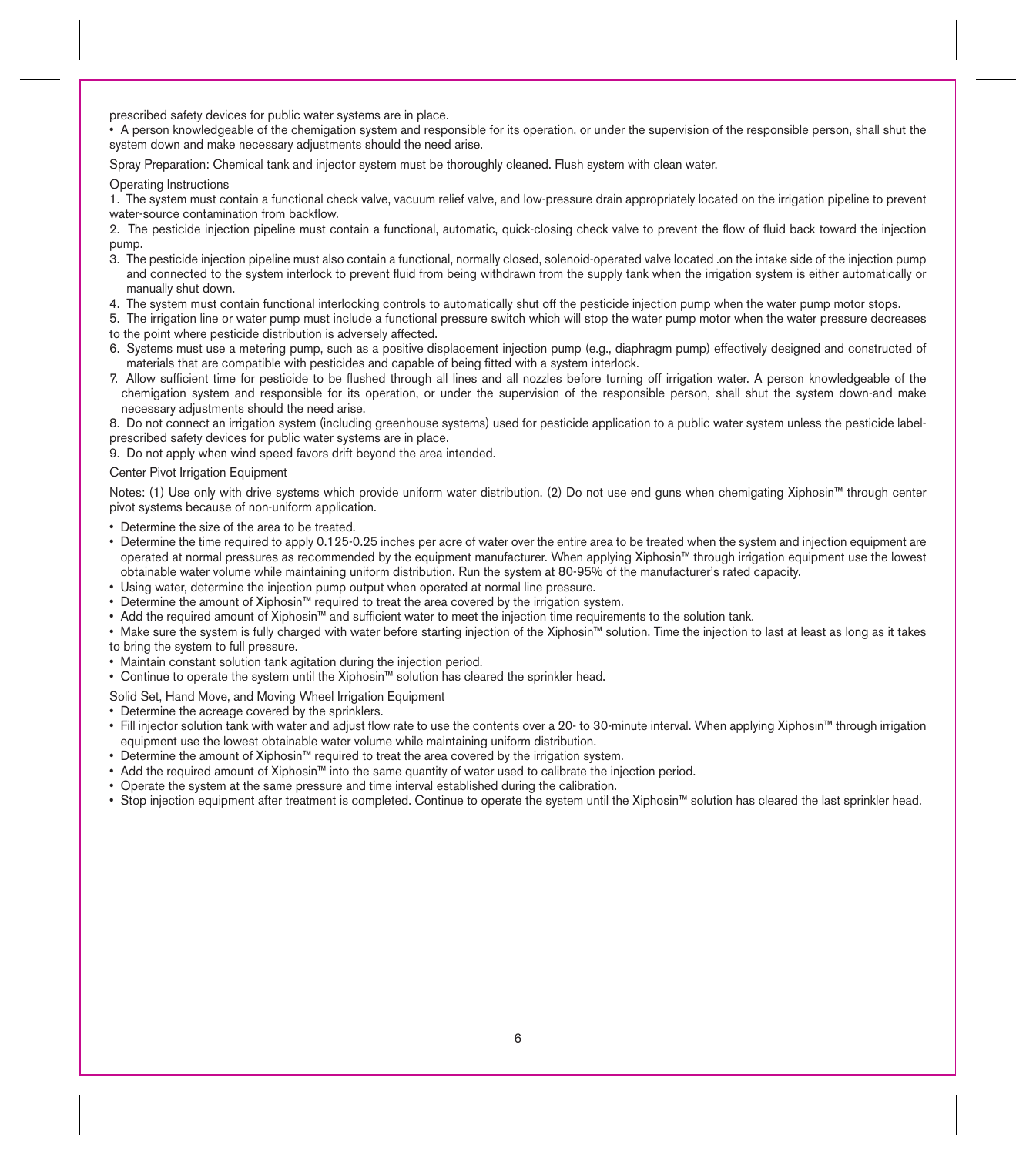prescribed safety devices for public water systems are in place.

• A person knowledgeable of the chemigation system and responsible for its operation, or under the supervision of the responsible person, shall shut the system down and make necessary adjustments should the need arise.

Spray Preparation: Chemical tank and injector system must be thoroughly cleaned. Flush system with clean water.

Operating Instructions

1. The system must contain a functional check valve, vacuum relief valve, and low-pressure drain appropriately located on the irrigation pipeline to prevent water-source contamination from backflow.
2. The pesticide injection pipeline must contain a functional, automatic, quick-closing check valve to prevent the flow of fluid back toward the injection pump.
3. The pesticide injection pipeline must also contain a functional, normally closed, solenoid-operated valve located .on the intake side of the injection pump and connected to the system interlock to prevent fluid from being withdrawn from the supply tank when the irrigation system is either automatically or manually shut down.
4. The system must contain functional interlocking controls to automatically shut off the pesticide injection pump when the water pump motor stops.
5. The irrigation line or water pump must include a functional pressure switch which will stop the water pump motor when the water pressure decreases to the point where pesticide distribution is adversely affected.
6. Systems must use a metering pump, such as a positive displacement injection pump (e.g., diaphragm pump) effectively designed and constructed of materials that are compatible with pesticides and capable of being fitted with a system interlock.
7. Allow sufficient time for pesticide to be flushed through all lines and all nozzles before turning off irrigation water. A person knowledgeable of the chemigation system and responsible for its operation, or under the supervision of the responsible person, shall shut the system down-and make necessary adjustments should the need arise.
8. Do not connect an irrigation system (including greenhouse systems) used for pesticide application to a public water system unless the pesticide label-prescribed safety devices for public water systems are in place.
9. Do not apply when wind speed favors drift beyond the area intended.

Center Pivot Irrigation Equipment

Notes: (1) Use only with drive systems which provide uniform water distribution. (2) Do not use end guns when chemigating Xiphosin™ through center pivot systems because of non-uniform application.

- Determine the size of the area to be treated.
- Determine the time required to apply 0.125-0.25 inches per acre of water over the entire area to be treated when the system and injection equipment are operated at normal pressures as recommended by the equipment manufacturer. When applying Xiphosin™ through irrigation equipment use the lowest obtainable water volume while maintaining uniform distribution. Run the system at 80-95% of the manufacturer's rated capacity.
- Using water, determine the injection pump output when operated at normal line pressure.
- Determine the amount of Xiphosin™ required to treat the area covered by the irrigation system.
- Add the required amount of Xiphosin™ and sufficient water to meet the injection time requirements to the solution tank.
- Make sure the system is fully charged with water before starting injection of the Xiphosin™ solution. Time the injection to last at least as long as it takes to bring the system to full pressure.
- Maintain constant solution tank agitation during the injection period.
- Continue to operate the system until the Xiphosin™ solution has cleared the sprinkler head.

Solid Set, Hand Move, and Moving Wheel Irrigation Equipment

- Determine the acreage covered by the sprinklers.
- Fill injector solution tank with water and adjust flow rate to use the contents over a 20- to 30-minute interval. When applying Xiphosin™ through irrigation equipment use the lowest obtainable water volume while maintaining uniform distribution.
- Determine the amount of Xiphosin™ required to treat the area covered by the irrigation system.
- Add the required amount of Xiphosin™ into the same quantity of water used to calibrate the injection period.
- Operate the system at the same pressure and time interval established during the calibration.
- Stop injection equipment after treatment is completed. Continue to operate the system until the Xiphosin™ solution has cleared the last sprinkler head.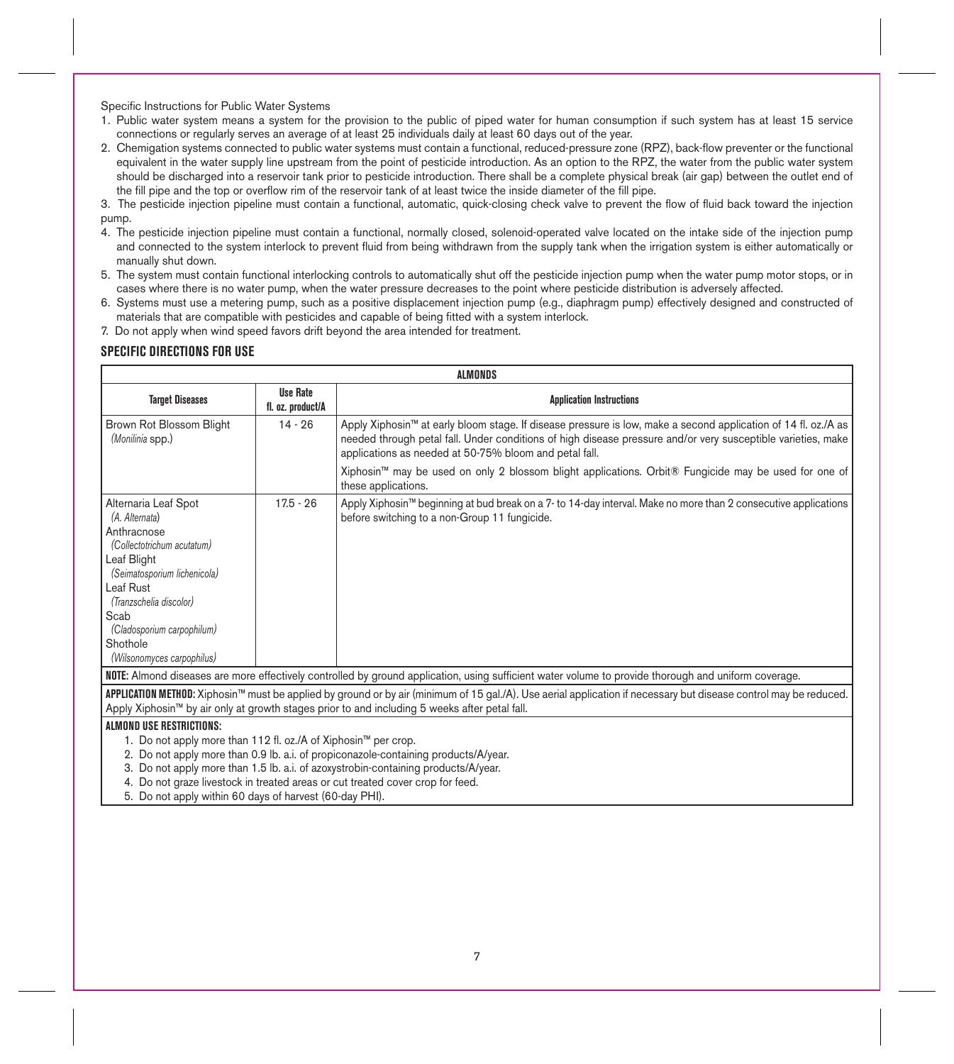Specific Instructions for Public Water Systems

1. Public water system means a system for the provision to the public of piped water for human consumption if such system has at least 15 service connections or regularly serves an average of at least 25 individuals daily at least 60 days out of the year.
2. Chemigation systems connected to public water systems must contain a functional, reduced-pressure zone (RPZ), back-flow preventer or the functional equivalent in the water supply line upstream from the point of pesticide introduction. As an option to the RPZ, the water from the public water system should be discharged into a reservoir tank prior to pesticide introduction. There shall be a complete physical break (air gap) between the outlet end of the fill pipe and the top or overflow rim of the reservoir tank of at least twice the inside diameter of the fill pipe.
3. The pesticide injection pipeline must contain a functional, automatic, quick-closing check valve to prevent the flow of fluid back toward the injection pump.
4. The pesticide injection pipeline must contain a functional, normally closed, solenoid-operated valve located on the intake side of the injection pump and connected to the system interlock to prevent fluid from being withdrawn from the supply tank when the irrigation system is either automatically or manually shut down.
5. The system must contain functional interlocking controls to automatically shut off the pesticide injection pump when the water pump motor stops, or in cases where there is no water pump, when the water pressure decreases to the point where pesticide distribution is adversely affected.
6. Systems must use a metering pump, such as a positive displacement injection pump (e.g., diaphragm pump) effectively designed and constructed of materials that are compatible with pesticides and capable of being fitted with a system interlock.
7. Do not apply when wind speed favors drift beyond the area intended for treatment.

## SPECIFIC DIRECTIONS FOR USE

| ALMONDS | | |
|---|---|---|
| **Target Diseases** | **Use Rate fl. oz. product/A** | **Application Instructions** |
| Brown Rot Blossom Blight *(Monilinia* spp.) | 14 - 26 | Apply Xiphosin™ at early bloom stage. If disease pressure is low, make a second application of 14 fl. oz./A as needed through petal fall. Under conditions of high disease pressure and/or very susceptible varieties, make applications as needed at 50-75% bloom and petal fall.<br><br>Xiphosin™ may be used on only 2 blossom blight applications. Orbit® Fungicide may be used for one of these applications. |
| Alternaria Leaf Spot *(A. Alternata)*<br>Anthracnose *(Collectotrichum acutatum)*<br>Leaf Blight *(Seimatosporium lichenicola)*<br>Leaf Rust *(Tranzschelia discolor)*<br>Scab *(Cladosporium carpophilum)*<br>Shothole *(Wilsonomyces carpophilus)* | 17.5 - 26 | Apply Xiphosin™ beginning at bud break on a 7- to 14-day interval. Make no more than 2 consecutive applications before switching to a non-Group 11 fungicide. |
| **NOTE:** Almond diseases are more effectively controlled by ground application, using sufficient water volume to provide thorough and uniform coverage. | | |
| **APPLICATION METHOD:** Xiphosin™ must be applied by ground or by air (minimum of 15 gal./A). Use aerial application if necessary but disease control may be reduced. Apply Xiphosin™ by air only at growth stages prior to and including 5 weeks after petal fall. | | |
| **ALMOND USE RESTRICTIONS:**<br>1. Do not apply more than 112 fl. oz./A of Xiphosin™ per crop.<br>2. Do not apply more than 0.9 lb. a.i. of propiconazole-containing products/A/year.<br>3. Do not apply more than 1.5 lb. a.i. of azoxystrobin-containing products/A/year.<br>4. Do not graze livestock in treated areas or cut treated cover crop for feed.<br>5. Do not apply within 60 days of harvest (60-day PHI). | | |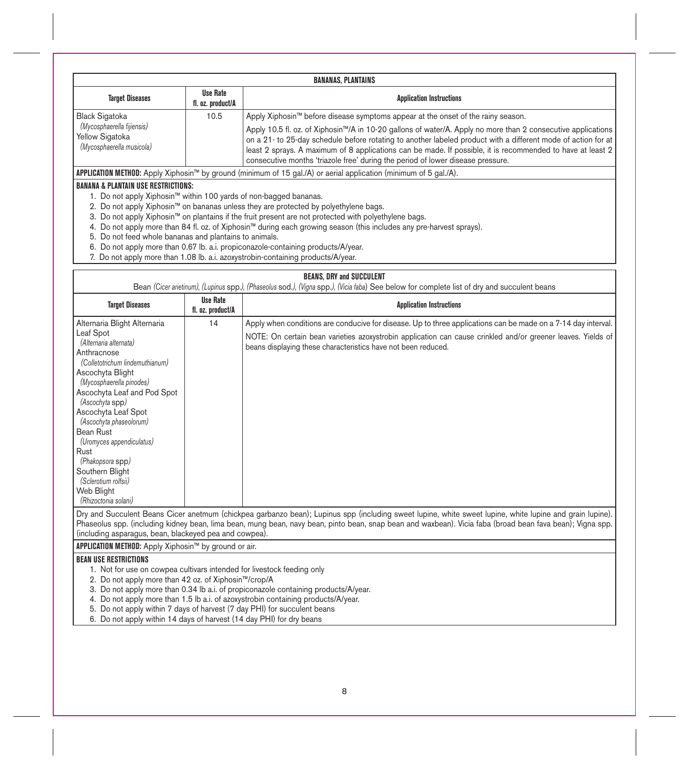| BANANAS, PLANTAINS | | |
|---|---|---|
| **Target Diseases** | **Use Rate fl. oz. product/A** | **Application Instructions** |
| Black Sigatoka *(Mycosphaerella fijiensis)* Yellow Sigatoka *(Mycosphaerella musicola)* | 10.5 | Apply Xiphosin™ before disease symptoms appear at the onset of the rainy season. Apply 10.5 fl. oz. of Xiphosin™/A in 10-20 gallons of water/A. Apply no more than 2 consecutive applications on a 21- to 25-day schedule before rotating to another labeled product with a different mode of action for at least 2 sprays. A maximum of 8 applications can be made. If possible, it is recommended to have at least 2 consecutive months 'triazole free' during the period of lower disease pressure. |

**APPLICATION METHOD:** Apply Xiphosin™ by ground (minimum of 15 gal./A) or aerial application (minimum of 5 gal./A).

**BANANA & PLANTAIN USE RESTRICTIONS:**

1. Do not apply Xiphosin™ within 100 yards of non-bagged bananas.
2. Do not apply Xiphosin™ on bananas unless they are protected by polyethylene bags.
3. Do not apply Xiphosin™ on plantains if the fruit present are not protected with polyethylene bags.
4. Do not apply more than 84 fl. oz. of Xiphosin™ during each growing season (this includes any pre-harvest sprays).
5. Do not feed whole bananas and plantains to animals.
6. Do not apply more than 0.67 lb. a.i. propiconazole-containing products/A/year.
7. Do not apply more than 1.08 lb. a.i. azoxystrobin-containing products/A/year.

**BEANS, DRY and SUCCULENT**

Bean *(Cicer arietinum), (Lupinus* spp.*), (Phaseolus* sod.*), (Vigna* spp.*), (Vicia faba*) See below for complete list of dry and succulent beans

| Target Diseases | Use Rate fl. oz. product/A | Application Instructions |
|---|---|---|
| Alternaria Blight Alternaria Leaf Spot *(Alternaria alternata)* Anthracnose *(Colletotrichum lindemuthianum)* Ascochyta Blight *(Mycosphaerella pinodes)* Ascochyta Leaf and Pod Spot *(Ascochyta* spp*)* Ascochyta Leaf Spot *(Ascochyta phaseolorum)* Bean Rust *(Uromyces appendiculatus)* Rust *(Phakopsora* spp*)* Southern Blight *(Sclerotium rolfsii)* Web Blight *(Rhizoctonia solani)* | 14 | Apply when conditions are conducive for disease. Up to three applications can be made on a 7-14 day interval. NOTE: On certain bean varieties azoxystrobin application can cause crinkled and/or greener leaves. Yields of beans displaying these characteristics have not been reduced. |

Dry and Succulent Beans Cicer anetmum (chickpea garbanzo bean); Lupinus spp (including sweet lupine, white sweet lupine, white lupine and grain lupine). Phaseolus spp. (including kidney bean, lima bean, mung bean, navy bean, pinto bean, snap bean and waxbean). Vicia faba (broad bean fava bean); Vigna spp. (including asparagus, bean, blackeyed pea and cowpea).

**APPLICATION METHOD:** Apply Xiphosin™ by ground or air.

**BEAN USE RESTRICTIONS**

1. Not for use on cowpea cultivars intended for livestock feeding only
2. Do not apply more than 42 oz. of Xiphosin™/crop/A
3. Do not apply more than 0.34 lb a.i. of propiconazole containing products/A/year.
4. Do not apply more than 1.5 lb a.i. of azoxystrobin containing products/A/year.
5. Do not apply within 7 days of harvest (7 day PHI) for succulent beans
6. Do not apply within 14 days of harvest (14 day PHI) for dry beans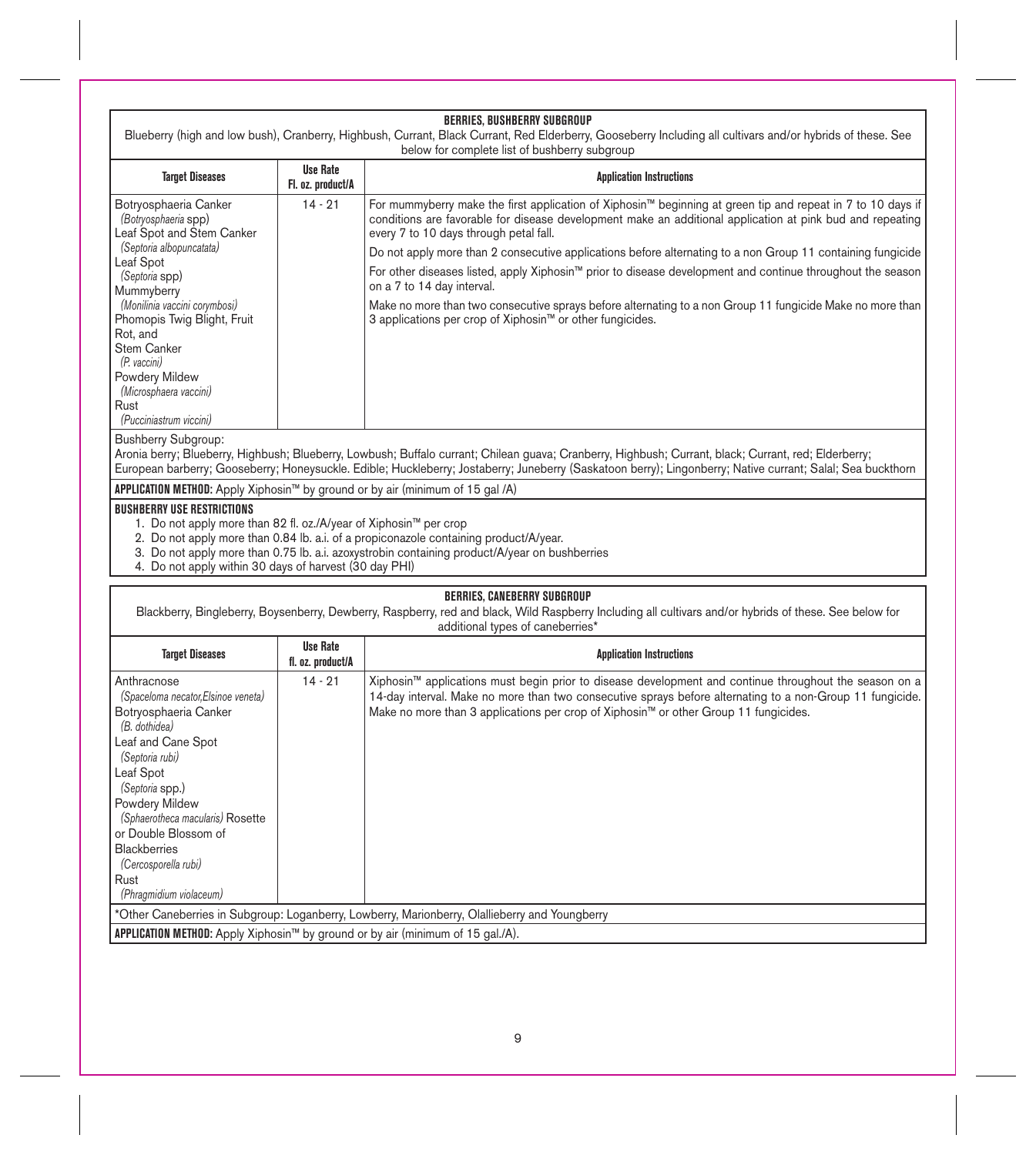## BERRIES, BUSHBERRY SUBGROUP

Blueberry (high and low bush), Cranberry, Highbush, Currant, Black Currant, Red Elderberry, Gooseberry Including all cultivars and/or hybrids of these. See below for complete list of bushberry subgroup

| Target Diseases | Use Rate Fl. oz. product/A | Application Instructions |
|---|---|---|
| Botryosphaeria Canker *(Botryosphaeria spp)*<br>Leaf Spot and Stem Canker *(Septoria albopuncatata)*<br>Leaf Spot *(Septoria spp)*<br>Mummyberry *(Monilinia vaccini corymbosi)*<br>Phomopis Twig Blight, Fruit Rot, and Stem Canker *(P. vaccini)*<br>Powdery Mildew *(Microsphaera vaccini)*<br>Rust *(Pucciniastrum viccini)* | 14 - 21 | For mummyberry make the first application of Xiphosin™ beginning at green tip and repeat in 7 to 10 days if conditions are favorable for disease development make an additional application at pink bud and repeating every 7 to 10 days through petal fall.<br>Do not apply more than 2 consecutive applications before alternating to a non Group 11 containing fungicide<br>For other diseases listed, apply Xiphosin™ prior to disease development and continue throughout the season on a 7 to 14 day interval.<br>Make no more than two consecutive sprays before alternating to a non Group 11 fungicide Make no more than 3 applications per crop of Xiphosin™ or other fungicides. |

Bushberry Subgroup:
Aronia berry; Blueberry, Highbush; Blueberry, Lowbush; Buffalo currant; Chilean guava; Cranberry, Highbush; Currant, black; Currant, red; Elderberry; European barberry; Gooseberry; Honeysuckle. Edible; Huckleberry; Jostaberry; Juneberry (Saskatoon berry); Lingonberry; Native currant; Salal; Sea buckthorn

**APPLICATION METHOD:** Apply Xiphosin™ by ground or by air (minimum of 15 gal /A)

**BUSHBERRY USE RESTRICTIONS**

1. Do not apply more than 82 fl. oz./A/year of Xiphosin™ per crop
2. Do not apply more than 0.84 lb. a.i. of a propiconazole containing product/A/year.
3. Do not apply more than 0.75 lb. a.i. azoxystrobin containing product/A/year on bushberries
4. Do not apply within 30 days of harvest (30 day PHI)

## BERRIES, CANEBERRY SUBGROUP

Blackberry, Bingleberry, Boysenberry, Dewberry, Raspberry, red and black, Wild Raspberry Including all cultivars and/or hybrids of these. See below for additional types of caneberries*

| Target Diseases | Use Rate fl. oz. product/A | Application Instructions |
|---|---|---|
| Anthracnose *(Spaceloma necator,Elsinoe veneta)*<br>Botryosphaeria Canker *(B. dothidea)*<br>Leaf and Cane Spot *(Septoria rubi)*<br>Leaf Spot *(Septoria spp.)*<br>Powdery Mildew *(Sphaerotheca macularis)* Rosette or Double Blossom of Blackberries *(Cercosporella rubi)*<br>Rust *(Phragmidium violaceum)* | 14 - 21 | Xiphosin™ applications must begin prior to disease development and continue throughout the season on a 14-day interval. Make no more than two consecutive sprays before alternating to a non-Group 11 fungicide. Make no more than 3 applications per crop of Xiphosin™ or other Group 11 fungicides. |

*Other Caneberries in Subgroup: Loganberry, Lowberry, Marionberry, Olallieberry and Youngberry

**APPLICATION METHOD:** Apply Xiphosin™ by ground or by air (minimum of 15 gal./A).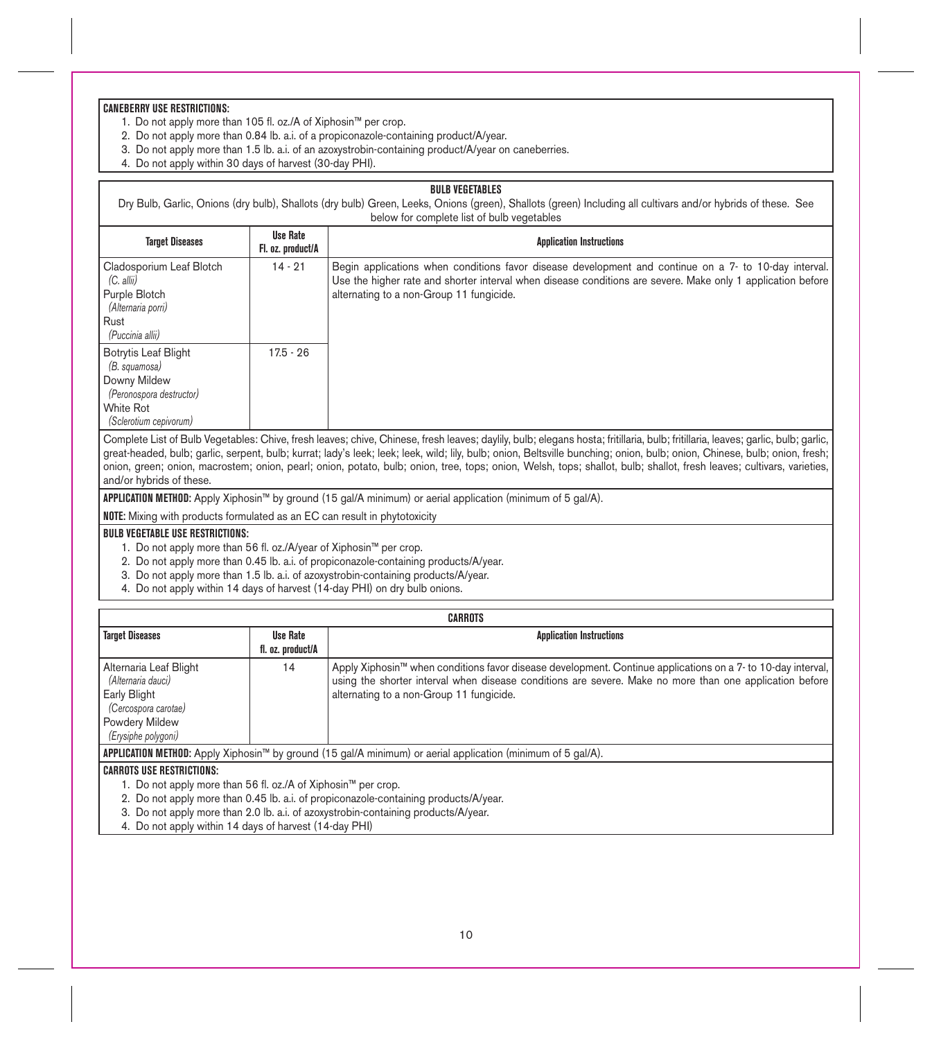**CANEBERRY USE RESTRICTIONS:**

1. Do not apply more than 105 fl. oz./A of Xiphosin™ per crop.
2. Do not apply more than 0.84 lb. a.i. of a propiconazole-containing product/A/year.
3. Do not apply more than 1.5 lb. a.i. of an azoxystrobin-containing product/A/year on caneberries.
4. Do not apply within 30 days of harvest (30-day PHI).

## BULB VEGETABLES

Dry Bulb, Garlic, Onions (dry bulb), Shallots (dry bulb) Green, Leeks, Onions (green), Shallots (green) Including all cultivars and/or hybrids of these. See below for complete list of bulb vegetables

| Target Diseases | Use Rate Fl. oz. product/A | Application Instructions |
|---|---|---|
| Cladosporium Leaf Blotch *(C. allii)* Purple Blotch *(Alternaria porri)* Rust *(Puccinia allii)* | 14 - 21 | Begin applications when conditions favor disease development and continue on a 7- to 10-day interval. Use the higher rate and shorter interval when disease conditions are severe. Make only 1 application before alternating to a non-Group 11 fungicide. |
| Botrytis Leaf Blight *(B. squamosa)* Downy Mildew *(Peronospora destructor)* White Rot *(Sclerotium cepivorum)* | 17.5 - 26 | |

Complete List of Bulb Vegetables: Chive, fresh leaves; chive, Chinese, fresh leaves; daylily, bulb; elegans hosta; fritillaria, bulb; fritillaria, leaves; garlic, bulb; garlic, great-headed, bulb; garlic, serpent, bulb; kurrat; lady's leek; leek; leek, wild; lily, bulb; onion, Beltsville bunching; onion, bulb; onion, Chinese, bulb; onion, fresh; onion, green; onion, macrostem; onion, pearl; onion, potato, bulb; onion, tree, tops; onion, Welsh, tops; shallot, bulb; shallot, fresh leaves; cultivars, varieties, and/or hybrids of these.

**APPLICATION METHOD:** Apply Xiphosin™ by ground (15 gal/A minimum) or aerial application (minimum of 5 gal/A).

**NOTE:** Mixing with products formulated as an EC can result in phytotoxicity

**BULB VEGETABLE USE RESTRICTIONS:**

1. Do not apply more than 56 fl. oz./A/year of Xiphosin™ per crop.
2. Do not apply more than 0.45 lb. a.i. of propiconazole-containing products/A/year.
3. Do not apply more than 1.5 lb. a.i. of azoxystrobin-containing products/A/year.
4. Do not apply within 14 days of harvest (14-day PHI) on dry bulb onions.

## CARROTS

| Target Diseases | Use Rate fl. oz. product/A | Application Instructions |
|---|---|---|
| Alternaria Leaf Blight *(Alternaria dauci)* Early Blight *(Cercospora carotae)* Powdery Mildew *(Erysiphe polygoni)* | 14 | Apply Xiphosin™ when conditions favor disease development. Continue applications on a 7- to 10-day interval, using the shorter interval when disease conditions are severe. Make no more than one application before alternating to a non-Group 11 fungicide. |

**APPLICATION METHOD:** Apply Xiphosin™ by ground (15 gal/A minimum) or aerial application (minimum of 5 gal/A).

**CARROTS USE RESTRICTIONS:**

1. Do not apply more than 56 fl. oz./A of Xiphosin™ per crop.
2. Do not apply more than 0.45 lb. a.i. of propiconazole-containing products/A/year.
3. Do not apply more than 2.0 lb. a.i. of azoxystrobin-containing products/A/year.
4. Do not apply within 14 days of harvest (14-day PHI)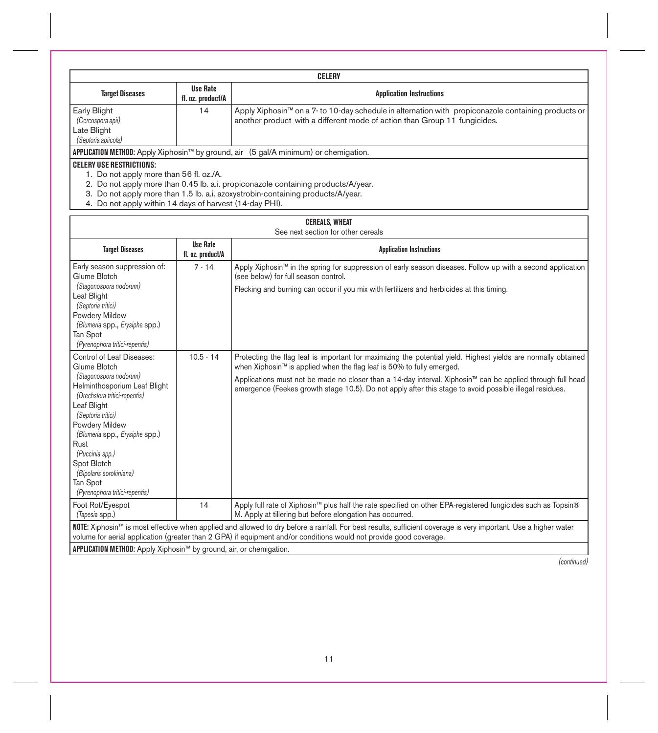| CELERY | | |
|---|---|---|
| **Target Diseases** | **Use Rate fl. oz. product/A** | **Application Instructions** |
| Early Blight *(Cercospora apii)* Late Blight *(Septoria apiicola)* | 14 | Apply Xiphosin™ on a 7- to 10-day schedule in alternation with propiconazole containing products or another product with a different mode of action than Group 11 fungicides. |
| **APPLICATION METHOD:** Apply Xiphosin™ by ground, air (5 gal/A minimum) or chemigation. | | |

**CELERY USE RESTRICTIONS:**

1. Do not apply more than 56 fl. oz./A.
2. Do not apply more than 0.45 lb. a.i. propiconazole containing products/A/year.
3. Do not apply more than 1.5 lb. a.i. azoxystrobin-containing products/A/year.
4. Do not apply within 14 days of harvest (14-day PHI).

| CEREALS, WHEAT<br>See next section for other cereals | | |
|---|---|---|
| **Target Diseases** | **Use Rate fl. oz. product/A** | **Application Instructions** |
| Early season suppression of:<br>Glume Blotch *(Stagonospora nodorum)*<br>Leaf Blight *(Septoria tritici)*<br>Powdery Mildew *(Blumeria spp., Erysiphe spp.)*<br>Tan Spot *(Pyrenophora tritici-repentis)* | 7 - 14 | Apply Xiphosin™ in the spring for suppression of early season diseases. Follow up with a second application (see below) for full season control.<br><br>Flecking and burning can occur if you mix with fertilizers and herbicides at this timing. |
| Control of Leaf Diseases:<br>Glume Blotch *(Stagonospora nodorum)*<br>Helminthosporium Leaf Blight *(Drechslera tritici-repentis)*<br>Leaf Blight *(Septoria tritici)*<br>Powdery Mildew *(Blumeria spp., Erysiphe spp.)*<br>Rust *(Puccinia spp.)*<br>Spot Blotch *(Bipolaris sorokiniana)*<br>Tan Spot *(Pyrenophora tritici-repentis)* | 10.5 - 14 | Protecting the flag leaf is important for maximizing the potential yield. Highest yields are normally obtained when Xiphosin™ is applied when the flag leaf is 50% to fully emerged.<br><br>Applications must not be made no closer than a 14-day interval. Xiphosin™ can be applied through full head emergence (Feekes growth stage 10.5). Do not apply after this stage to avoid possible illegal residues. |
| Foot Rot/Eyespot *(Tapesia spp.)* | 14 | Apply full rate of Xiphosin™ plus half the rate specified on other EPA-registered fungicides such as Topsin® M. Apply at tillering but before elongation has occurred. |
| **NOTE:** Xiphosin™ is most effective when applied and allowed to dry before a rainfall. For best results, sufficient coverage is very important. Use a higher water volume for aerial application (greater than 2 GPA) if equipment and/or conditions would not provide good coverage. | | |
| **APPLICATION METHOD:** Apply Xiphosin™ by ground, air, or chemigation. | | |

*(continued)*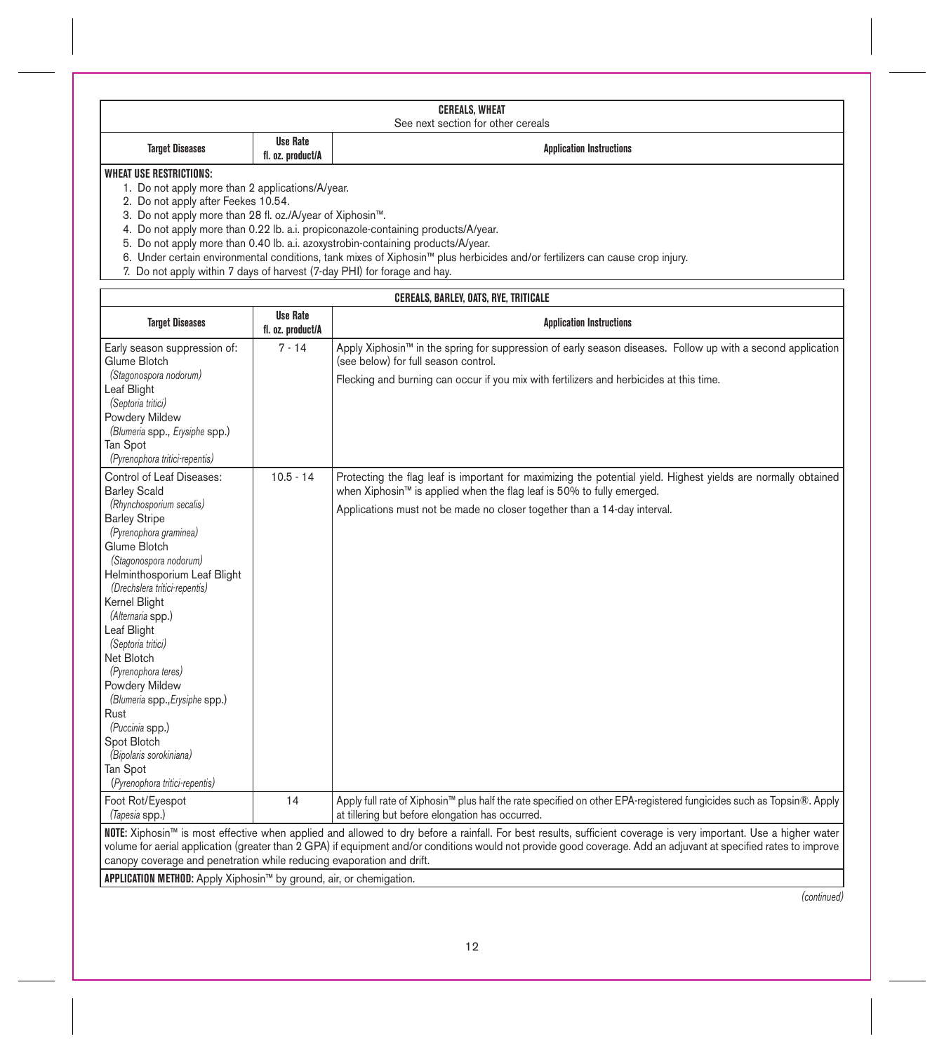| CEREALS, WHEAT<br>See next section for other cereals | | |
|---|---|---|
| **Target Diseases** | **Use Rate fl. oz. product/A** | **Application Instructions** |

**WHEAT USE RESTRICTIONS:**

1. Do not apply more than 2 applications/A/year.
2. Do not apply after Feekes 10.54.
3. Do not apply more than 28 fl. oz./A/year of Xiphosin™.
4. Do not apply more than 0.22 lb. a.i. propiconazole-containing products/A/year.
5. Do not apply more than 0.40 lb. a.i. azoxystrobin-containing products/A/year.
6. Under certain environmental conditions, tank mixes of Xiphosin™ plus herbicides and/or fertilizers can cause crop injury.
7. Do not apply within 7 days of harvest (7-day PHI) for forage and hay.

| CEREALS, BARLEY, OATS, RYE, TRITICALE | | |
|---|---|---|
| **Target Diseases** | **Use Rate fl. oz. product/A** | **Application Instructions** |
| Early season suppression of:<br>Glume Blotch<br>*(Stagonospora nodorum)*<br>Leaf Blight<br>*(Septoria tritici)*<br>Powdery Mildew<br>*(Blumeria* spp., *Erysiphe* spp.)<br>Tan Spot<br>*(Pyrenophora tritici-repentis)* | 7 - 14 | Apply Xiphosin™ in the spring for suppression of early season diseases. Follow up with a second application (see below) for full season control.<br><br>Flecking and burning can occur if you mix with fertilizers and herbicides at this time. |
| Control of Leaf Diseases:<br>Barley Scald<br>*(Rhynchosporium secalis)*<br>Barley Stripe<br>*(Pyrenophora graminea)*<br>Glume Blotch<br>*(Stagonospora nodorum)*<br>Helminthosporium Leaf Blight<br>*(Drechslera tritici-repentis)*<br>Kernel Blight<br>*(Alternaria* spp.)<br>Leaf Blight<br>*(Septoria tritici)*<br>Net Blotch<br>*(Pyrenophora teres)*<br>Powdery Mildew<br>*(Blumeria* spp.,*Erysiphe* spp.)<br>Rust<br>*(Puccinia* spp.)<br>Spot Blotch<br>*(Bipolaris sorokiniana)*<br>Tan Spot<br>*(Pyrenophora tritici-repentis)* | 10.5 - 14 | Protecting the flag leaf is important for maximizing the potential yield. Highest yields are normally obtained when Xiphosin™ is applied when the flag leaf is 50% to fully emerged.<br><br>Applications must not be made no closer together than a 14-day interval. |
| Foot Rot/Eyespot<br>*(Tapesia* spp.) | 14 | Apply full rate of Xiphosin™ plus half the rate specified on other EPA-registered fungicides such as Topsin®. Apply at tillering but before elongation has occurred. |

**NOTE:** Xiphosin™ is most effective when applied and allowed to dry before a rainfall. For best results, sufficient coverage is very important. Use a higher water volume for aerial application (greater than 2 GPA) if equipment and/or conditions would not provide good coverage. Add an adjuvant at specified rates to improve canopy coverage and penetration while reducing evaporation and drift.

**APPLICATION METHOD:** Apply Xiphosin™ by ground, air, or chemigation.

*(continued)*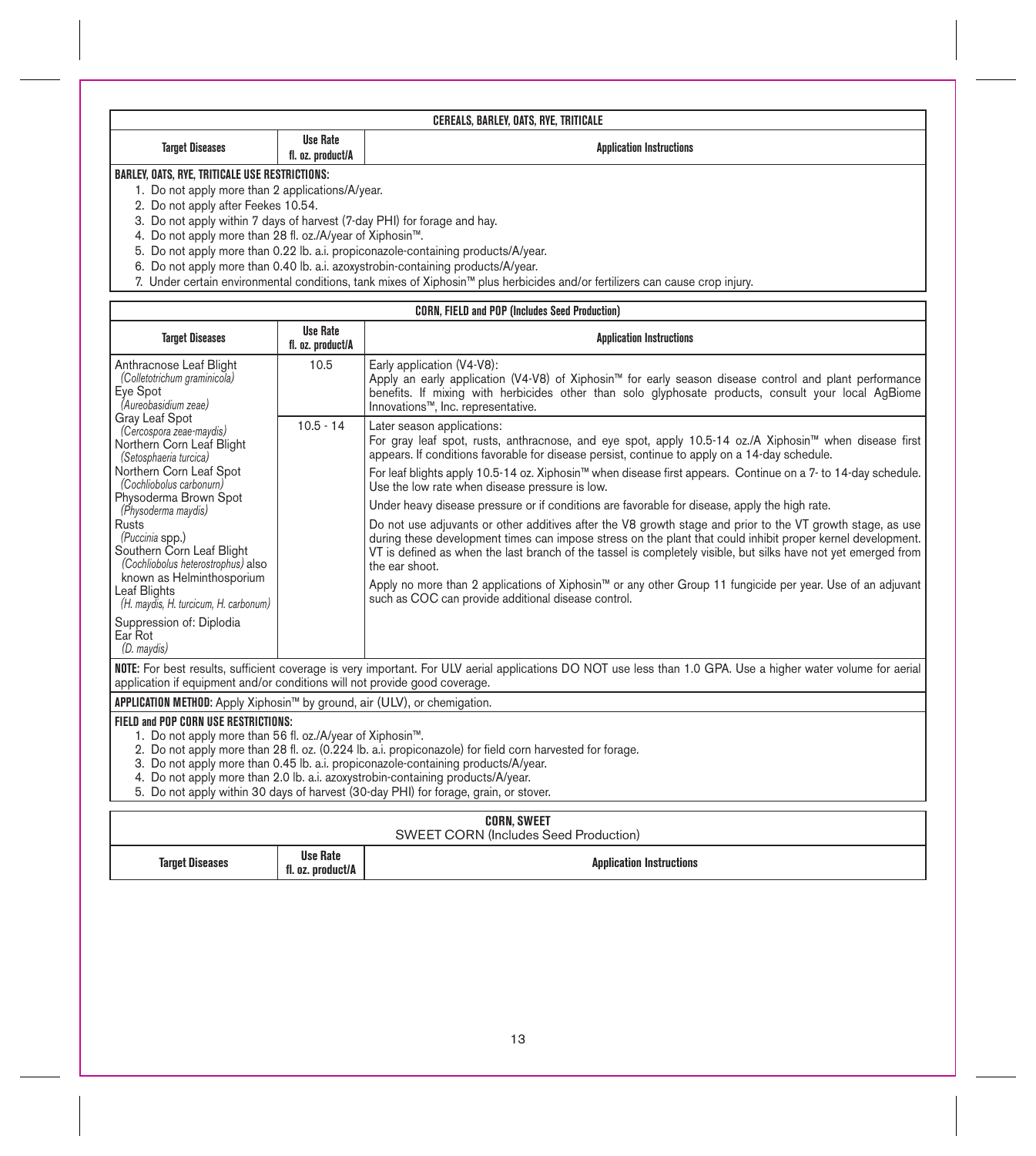| CEREALS, BARLEY, OATS, RYE, TRITICALE | | |
|---|---|---|
| **Target Diseases** | **Use Rate fl. oz. product/A** | **Application Instructions** |

**BARLEY, OATS, RYE, TRITICALE USE RESTRICTIONS:**

1. Do not apply more than 2 applications/A/year.
2. Do not apply after Feekes 10.54.
3. Do not apply within 7 days of harvest (7-day PHI) for forage and hay.
4. Do not apply more than 28 fl. oz./A/year of Xiphosin™.
5. Do not apply more than 0.22 lb. a.i. propiconazole-containing products/A/year.
6. Do not apply more than 0.40 lb. a.i. azoxystrobin-containing products/A/year.
7. Under certain environmental conditions, tank mixes of Xiphosin™ plus herbicides and/or fertilizers can cause crop injury.

| CORN, FIELD and POP (Includes Seed Production) | | |
|---|---|---|
| **Target Diseases** | **Use Rate fl. oz. product/A** | **Application Instructions** |
| Anthracnose Leaf Blight *(Colletotrichum graminicola)*<br>Eye Spot *(Aureobasidium zeae)*<br>Gray Leaf Spot *(Cercospora zeae-maydis)*<br>Northern Corn Leaf Blight *(Setosphaeria turcica)*<br>Northern Corn Leaf Spot *(Cochliobolus carbonurn)*<br>Physoderma Brown Spot *(Physoderma maydis)*<br>Rusts *(Puccinia spp.)*<br>Southern Corn Leaf Blight *(Cochliobolus heterostrophus)* also known as Helminthosporium Leaf Blights *(H. maydis, H. turcicum, H. carbonum)*<br>Suppression of: Diplodia Ear Rot *(D. maydis)* | 10.5 | Early application (V4-V8):<br>Apply an early application (V4-V8) of Xiphosin™ for early season disease control and plant performance benefits. If mixing with herbicides other than solo glyphosate products, consult your local AgBiome Innovations™, Inc. representative. |
| | 10.5 - 14 | Later season applications:<br>For gray leaf spot, rusts, anthracnose, and eye spot, apply 10.5-14 oz./A Xiphosin™ when disease first appears. If conditions favorable for disease persist, continue to apply on a 14-day schedule.<br>For leaf blights apply 10.5-14 oz. Xiphosin™ when disease first appears. Continue on a 7- to 14-day schedule. Use the low rate when disease pressure is low.<br>Under heavy disease pressure or if conditions are favorable for disease, apply the high rate.<br>Do not use adjuvants or other additives after the V8 growth stage and prior to the VT growth stage, as use during these development times can impose stress on the plant that could inhibit proper kernel development. VT is defined as when the last branch of the tassel is completely visible, but silks have not yet emerged from the ear shoot.<br>Apply no more than 2 applications of Xiphosin™ or any other Group 11 fungicide per year. Use of an adjuvant such as COC can provide additional disease control. |

**NOTE:** For best results, sufficient coverage is very important. For ULV aerial applications DO NOT use less than 1.0 GPA. Use a higher water volume for aerial application if equipment and/or conditions will not provide good coverage.

**APPLICATION METHOD:** Apply Xiphosin™ by ground, air (ULV), or chemigation.

**FIELD and POP CORN USE RESTRICTIONS:**

1. Do not apply more than 56 fl. oz./A/year of Xiphosin™.
2. Do not apply more than 28 fl. oz. (0.224 lb. a.i. propiconazole) for field corn harvested for forage.
3. Do not apply more than 0.45 lb. a.i. propiconazole-containing products/A/year.
4. Do not apply more than 2.0 lb. a.i. azoxystrobin-containing products/A/year.
5. Do not apply within 30 days of harvest (30-day PHI) for forage, grain, or stover.

| CORN, SWEET<br>SWEET CORN (Includes Seed Production) | | |
|---|---|---|
| **Target Diseases** | **Use Rate fl. oz. product/A** | **Application Instructions** |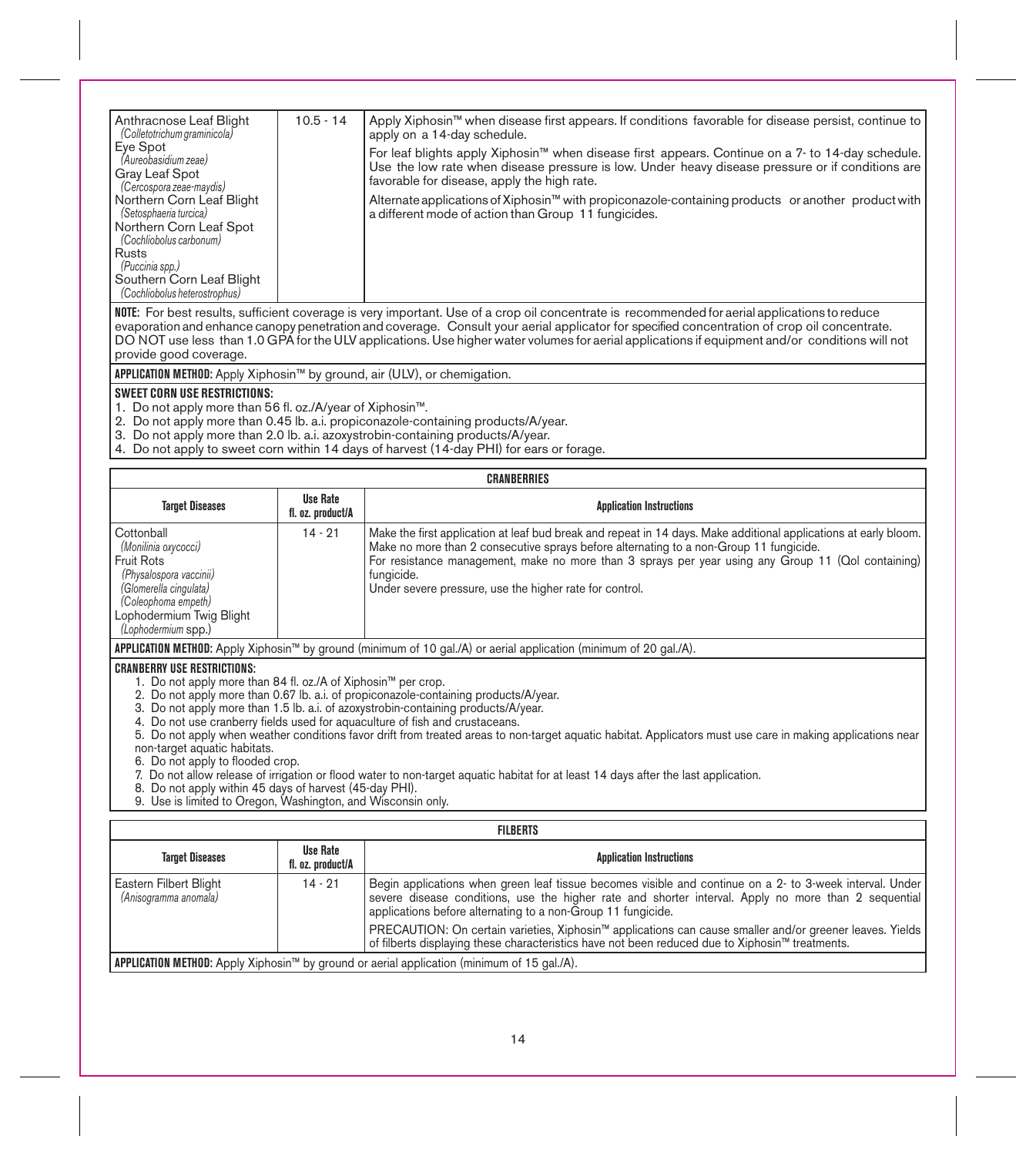| Target Diseases | Use Rate fl. oz. product/A | Application Instructions |
|---|---|---|
| Anthracnose Leaf Blight *(Colletotrichum graminicola)* Eye Spot *(Aureobasidium zeae)* Gray Leaf Spot *(Cercospora zeae-maydis)* Northern Corn Leaf Blight *(Setosphaeria turcica)* Northern Corn Leaf Spot *(Cochliobolus carbonum)* Rusts *(Puccinia spp.)* Southern Corn Leaf Blight *(Cochliobolus heterostrophus)* | 10.5 - 14 | Apply Xiphosin™ when disease first appears. If conditions favorable for disease persist, continue to apply on a 14-day schedule. For leaf blights apply Xiphosin™ when disease first appears. Continue on a 7- to 14-day schedule. Use the low rate when disease pressure is low. Under heavy disease pressure or if conditions are favorable for disease, apply the high rate. Alternate applications of Xiphosin™ with propiconazole-containing products or another product with a different mode of action than Group 11 fungicides. |

**NOTE:** For best results, sufficient coverage is very important. Use of a crop oil concentrate is recommended for aerial applications to reduce evaporation and enhance canopy penetration and coverage. Consult your aerial applicator for specified concentration of crop oil concentrate. DO NOT use less than 1.0 GPA for the ULV applications. Use higher water volumes for aerial applications if equipment and/or conditions will not provide good coverage.

**APPLICATION METHOD:** Apply Xiphosin™ by ground, air (ULV), or chemigation.

**SWEET CORN USE RESTRICTIONS:**

1. Do not apply more than 56 fl. oz./A/year of Xiphosin™.
2. Do not apply more than 0.45 lb. a.i. propiconazole-containing products/A/year.
3. Do not apply more than 2.0 lb. a.i. azoxystrobin-containing products/A/year.
4. Do not apply to sweet corn within 14 days of harvest (14-day PHI) for ears or forage.

**CRANBERRIES**

| Target Diseases | Use Rate fl. oz. product/A | Application Instructions |
|---|---|---|
| Cottonball *(Monilinia oxycocci)* Fruit Rots *(Physalospora vaccinii)* *(Glomerella cingulata)* *(Coleophoma empeth)* Lophodermium Twig Blight *(Lophodermium spp.)* | 14 - 21 | Make the first application at leaf bud break and repeat in 14 days. Make additional applications at early bloom. Make no more than 2 consecutive sprays before alternating to a non-Group 11 fungicide. For resistance management, make no more than 3 sprays per year using any Group 11 (QoI containing) fungicide. Under severe pressure, use the higher rate for control. |

**APPLICATION METHOD:** Apply Xiphosin™ by ground (minimum of 10 gal./A) or aerial application (minimum of 20 gal./A).

**CRANBERRY USE RESTRICTIONS:**

1. Do not apply more than 84 fl. oz./A of Xiphosin™ per crop.
2. Do not apply more than 0.67 lb. a.i. of propiconazole-containing products/A/year.
3. Do not apply more than 1.5 lb. a.i. of azoxystrobin-containing products/A/year.
4. Do not use cranberry fields used for aquaculture of fish and crustaceans.
5. Do not apply when weather conditions favor drift from treated areas to non-target aquatic habitat. Applicators must use care in making applications near non-target aquatic habitats.
6. Do not apply to flooded crop.
7. Do not allow release of irrigation or flood water to non-target aquatic habitat for at least 14 days after the last application.
8. Do not apply within 45 days of harvest (45-day PHI).
9. Use is limited to Oregon, Washington, and Wisconsin only.

**FILBERTS**

| Target Diseases | Use Rate fl. oz. product/A | Application Instructions |
|---|---|---|
| Eastern Filbert Blight *(Anisogramma anomala)* | 14 - 21 | Begin applications when green leaf tissue becomes visible and continue on a 2- to 3-week interval. Under severe disease conditions, use the higher rate and shorter interval. Apply no more than 2 sequential applications before alternating to a non-Group 11 fungicide. PRECAUTION: On certain varieties, Xiphosin™ applications can cause smaller and/or greener leaves. Yields of filberts displaying these characteristics have not been reduced due to Xiphosin™ treatments. |

**APPLICATION METHOD:** Apply Xiphosin™ by ground or aerial application (minimum of 15 gal./A).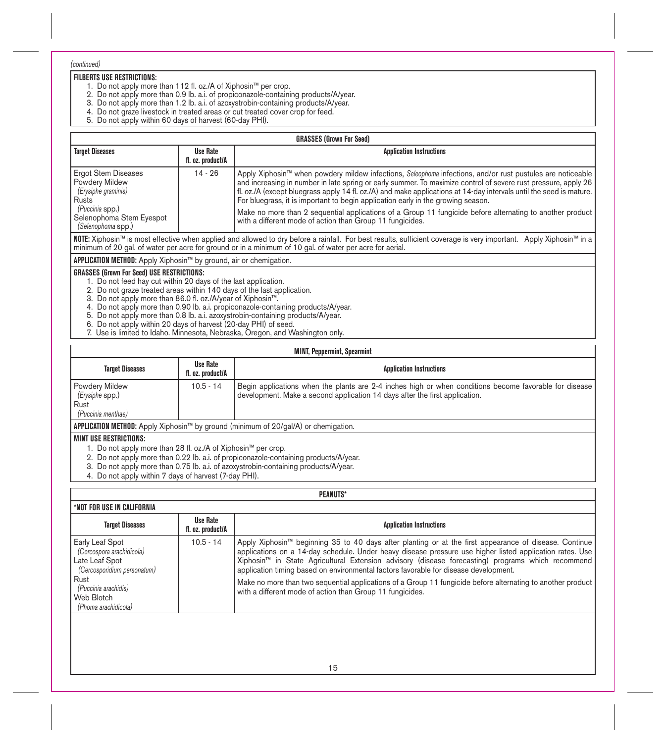*(continued)*

**FILBERTS USE RESTRICTIONS:**

1. Do not apply more than 112 fl. oz./A of Xiphosin™ per crop.
2. Do not apply more than 0.9 lb. a.i. of propiconazole-containing products/A/year.
3. Do not apply more than 1.2 lb. a.i. of azoxystrobin-containing products/A/year.
4. Do not graze livestock in treated areas or cut treated cover crop for feed.
5. Do not apply within 60 days of harvest (60-day PHI).

| GRASSES (Grown For Seed) | | |
|---|---|---|
| **Target Diseases** | **Use Rate fl. oz. product/A** | **Application Instructions** |
| Ergot Stem Diseases<br>Powdery Mildew<br>*(Erysiphe graminis)*<br>Rusts<br>*(Puccinia spp.)*<br>Selenophoma Stem Eyespot<br>*(Selenophoma spp.)* | 14 - 26 | Apply Xiphosin™ when powdery mildew infections, *Seleophoma* infections, and/or rust pustules are noticeable and increasing in number in late spring or early summer. To maximize control of severe rust pressure, apply 26 fl. oz./A (except bluegrass apply 14 fl. oz./A) and make applications at 14-day intervals until the seed is mature. For bluegrass, it is important to begin application early in the growing season.<br><br>Make no more than 2 sequential applications of a Group 11 fungicide before alternating to another product with a different mode of action than Group 11 fungicides. |

**NOTE:** Xiphosin™ is most effective when applied and allowed to dry before a rainfall. For best results, sufficient coverage is very important. Apply Xiphosin™ in a minimum of 20 gal. of water per acre for ground or in a minimum of 10 gal. of water per acre for aerial.

**APPLICATION METHOD:** Apply Xiphosin™ by ground, air or chemigation.

**GRASSES (Grown For Seed) USE RESTRICTIONS:**

1. Do not feed hay cut within 20 days of the last application.
2. Do not graze treated areas within 140 days of the last application.
3. Do not apply more than 86.0 fl. oz./A/year of Xiphosin™.
4. Do not apply more than 0.90 lb. a.i. propiconazole-containing products/A/year.
5. Do not apply more than 0.8 lb. a.i. azoxystrobin-containing products/A/year.
6. Do not apply within 20 days of harvest (20-day PHI) of seed.
7. Use is limited to Idaho. Minnesota, Nebraska, Oregon, and Washington only.

| MINT, Peppermint, Spearmint | | |
|---|---|---|
| **Target Diseases** | **Use Rate fl. oz. product/A** | **Application Instructions** |
| Powdery Mildew<br>*(Erysiphe spp.)*<br>Rust<br>*(Puccinia menthae)* | 10.5 - 14 | Begin applications when the plants are 2-4 inches high or when conditions become favorable for disease development. Make a second application 14 days after the first application. |

**APPLICATION METHOD:** Apply Xiphosin™ by ground (minimum of 20/gal/A) or chemigation.

**MINT USE RESTRICTIONS:**

1. Do not apply more than 28 fl. oz./A of Xiphosin™ per crop.
2. Do not apply more than 0.22 lb. a.i. of propiconazole-containing products/A/year.
3. Do not apply more than 0.75 lb. a.i. of azoxystrobin-containing products/A/year.
4. Do not apply within 7 days of harvest (7-day PHI).

| PEANUTS* | | |
|---|---|---|
| ***NOT FOR USE IN CALIFORNIA** | | |
| **Target Diseases** | **Use Rate fl. oz. product/A** | **Application Instructions** |
| Early Leaf Spot<br>*(Cercospora arachidicola)*<br>Late Leaf Spot<br>*(Cercosporidium personatum)*<br>Rust<br>*(Puccinia arachidis)*<br>Web Blotch<br>*(Phoma arachidicola)* | 10.5 - 14 | Apply Xiphosin™ beginning 35 to 40 days after planting or at the first appearance of disease. Continue applications on a 14-day schedule. Under heavy disease pressure use higher listed application rates. Use Xiphosin™ in State Agricultural Extension advisory (disease forecasting) programs which recommend application timing based on environmental factors favorable for disease development.<br><br>Make no more than two sequential applications of a Group 11 fungicide before alternating to another product with a different mode of action than Group 11 fungicides. |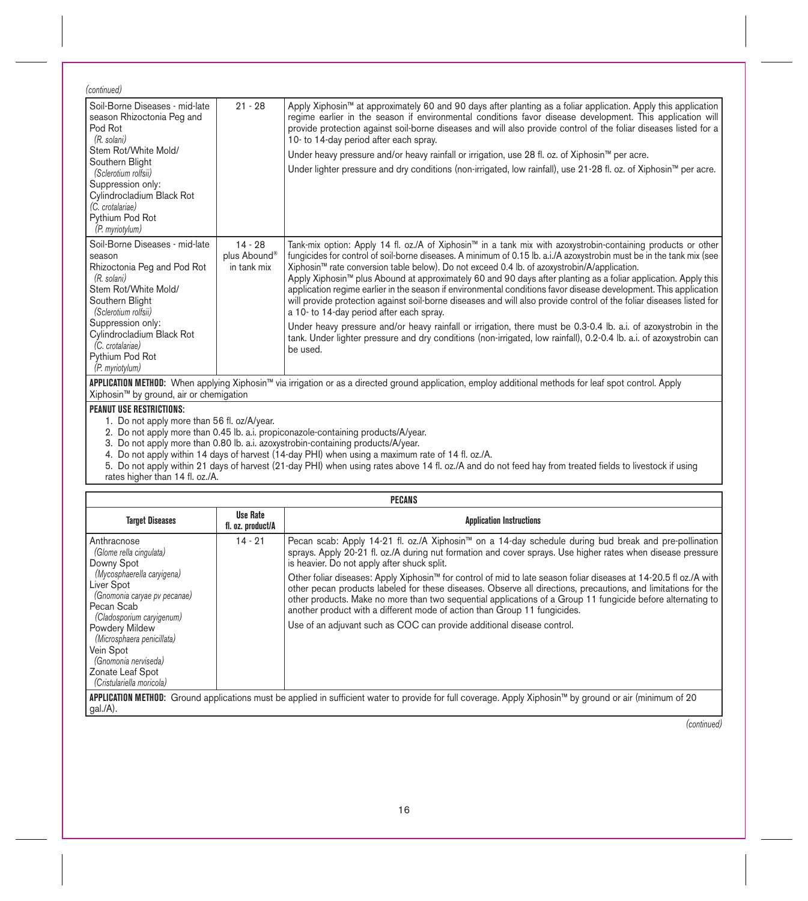*(continued)*

| | | |
|---|---|---|
| Soil-Borne Diseases - mid-late season Rhizoctonia Peg and Pod Rot *(R. solani)* Stem Rot/White Mold/ Southern Blight *(Sclerotium rolfsii)* Suppression only: Cylindrocladium Black Rot *(C. crotalariae)* Pythium Pod Rot *(P. myriotylum)* | 21 - 28 | Apply Xiphosin™ at approximately 60 and 90 days after planting as a foliar application. Apply this application regime earlier in the season if environmental conditions favor disease development. This application will provide protection against soil-borne diseases and will also provide control of the foliar diseases listed for a 10- to 14-day period after each spray.<br><br>Under heavy pressure and/or heavy rainfall or irrigation, use 28 fl. oz. of Xiphosin™ per acre.<br><br>Under lighter pressure and dry conditions (non-irrigated, low rainfall), use 21-28 fl. oz. of Xiphosin™ per acre. |
| Soil-Borne Diseases - mid-late season Rhizoctonia Peg and Pod Rot *(R. solani)* Stem Rot/White Mold/ Southern Blight *(Sclerotium rolfsii)* Suppression only: Cylindrocladium Black Rot *(C. crotalariae)* Pythium Pod Rot *(P. myriotylum)* | 14 - 28 plus Abound® in tank mix | Tank-mix option: Apply 14 fl. oz./A of Xiphosin™ in a tank mix with azoxystrobin-containing products or other fungicides for control of soil-borne diseases. A minimum of 0.15 lb. a.i./A azoxystrobin must be in the tank mix (see Xiphosin™ rate conversion table below). Do not exceed 0.4 lb. of azoxystrobin/A/application.<br>Apply Xiphosin™ plus Abound at approximately 60 and 90 days after planting as a foliar application. Apply this application regime earlier in the season if environmental conditions favor disease development. This application will provide protection against soil-borne diseases and will also provide control of the foliar diseases listed for a 10- to 14-day period after each spray.<br><br>Under heavy pressure and/or heavy rainfall or irrigation, there must be 0.3-0.4 lb. a.i. of azoxystrobin in the tank. Under lighter pressure and dry conditions (non-irrigated, low rainfall), 0.2-0.4 lb. a.i. of azoxystrobin can be used. |
| **APPLICATION METHOD:** When applying Xiphosin™ via irrigation or as a directed ground application, employ additional methods for leaf spot control. Apply Xiphosin™ by ground, air or chemigation | | |

**PEANUT USE RESTRICTIONS:**

1. Do not apply more than 56 fl. oz/A/year.
2. Do not apply more than 0.45 lb. a.i. propiconazole-containing products/A/year.
3. Do not apply more than 0.80 lb. a.i. azoxystrobin-containing products/A/year.
4. Do not apply within 14 days of harvest (14-day PHI) when using a maximum rate of 14 fl. oz./A.
5. Do not apply within 21 days of harvest (21-day PHI) when using rates above 14 fl. oz./A and do not feed hay from treated fields to livestock if using rates higher than 14 fl. oz./A.

**PECANS**

| Target Diseases | Use Rate fl. oz. product/A | Application Instructions |
|---|---|---|
| Anthracnose *(Glome rella cingulata)* Downy Spot *(Mycosphaerella caryigena)* Liver Spot *(Gnomonia caryae pv pecanae)* Pecan Scab *(Cladosporium caryigenum)* Powdery Mildew *(Microsphaera penicillata)* Vein Spot *(Gnomonia nerviseda)* Zonate Leaf Spot *(Cristulariella moricola)* | 14 - 21 | Pecan scab: Apply 14-21 fl. oz./A Xiphosin™ on a 14-day schedule during bud break and pre-pollination sprays. Apply 20-21 fl. oz./A during nut formation and cover sprays. Use higher rates when disease pressure is heavier. Do not apply after shuck split.<br><br>Other foliar diseases: Apply Xiphosin™ for control of mid to late season foliar diseases at 14-20.5 fl oz./A with other pecan products labeled for these diseases. Observe all directions, precautions, and limitations for the other products. Make no more than two sequential applications of a Group 11 fungicide before alternating to another product with a different mode of action than Group 11 fungicides.<br><br>Use of an adjuvant such as COC can provide additional disease control. |
| **APPLICATION METHOD:** Ground applications must be applied in sufficient water to provide for full coverage. Apply Xiphosin™ by ground or air (minimum of 20 gal./A). | | |

*(continued)*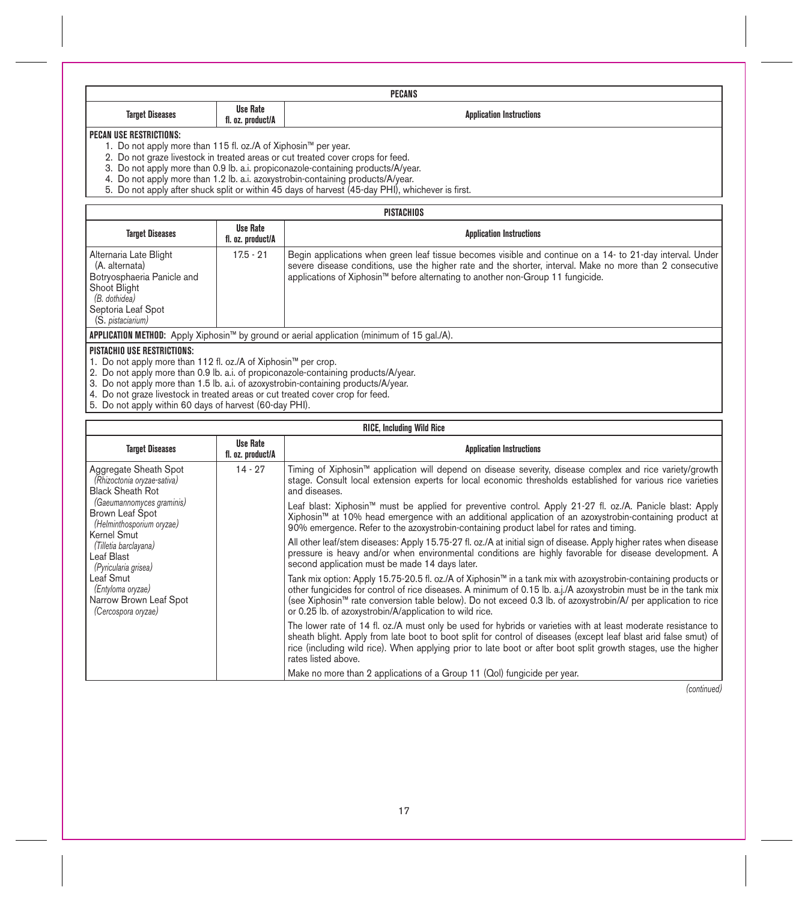## PECANS

| Target Diseases | Use Rate fl. oz. product/A | Application Instructions |
|---|---|---|

**PECAN USE RESTRICTIONS:**

1. Do not apply more than 115 fl. oz./A of Xiphosin™ per year.
2. Do not graze livestock in treated areas or cut treated cover crops for feed.
3. Do not apply more than 0.9 lb. a.i. propiconazole-containing products/A/year.
4. Do not apply more than 1.2 lb. a.i. azoxystrobin-containing products/A/year.
5. Do not apply after shuck split or within 45 days of harvest (45-day PHI), whichever is first.

## PISTACHIOS

| Target Diseases | Use Rate fl. oz. product/A | Application Instructions |
|---|---|---|
| Alternaria Late Blight *(A. alternata)* Botryosphaeria Panicle and Shoot Blight *(B. dothidea)* Septoria Leaf Spot *(S. pistaciarium)* | 17.5 - 21 | Begin applications when green leaf tissue becomes visible and continue on a 14- to 21-day interval. Under severe disease conditions, use the higher rate and the shorter, interval. Make no more than 2 consecutive applications of Xiphosin™ before alternating to another non-Group 11 fungicide. |

**APPLICATION METHOD:** Apply Xiphosin™ by ground or aerial application (minimum of 15 gal./A).

**PISTACHIO USE RESTRICTIONS:**

1. Do not apply more than 112 fl. oz./A of Xiphosin™ per crop.
2. Do not apply more than 0.9 lb. a.i. of propiconazole-containing products/A/year.
3. Do not apply more than 1.5 lb. a.i. of azoxystrobin-containing products/A/year.
4. Do not graze livestock in treated areas or cut treated cover crop for feed.
5. Do not apply within 60 days of harvest (60-day PHI).

## RICE, Including Wild Rice

| Target Diseases | Use Rate fl. oz. product/A | Application Instructions |
|---|---|---|
| Aggregate Sheath Spot *(Rhizoctonia oryzae-sativa)* Black Sheath Rot *(Gaeumannomyces graminis)* Brown Leaf Spot *(Helminthosporium oryzae)* Kernel Smut *(Tilletia barclayana)* Leaf Blast *(Pyricularia grisea)* Leaf Smut *(Entyloma oryzae)* Narrow Brown Leaf Spot *(Cercospora oryzae)* | 14 - 27 | Timing of Xiphosin™ application will depend on disease severity, disease complex and rice variety/growth stage. Consult local extension experts for local economic thresholds established for various rice varieties and diseases.<br><br>Leaf blast: Xiphosin™ must be applied for preventive control. Apply 21-27 fl. oz./A. Panicle blast: Apply Xiphosin™ at 10% head emergence with an additional application of an azoxystrobin-containing product at 90% emergence. Refer to the azoxystrobin-containing product label for rates and timing.<br><br>All other leaf/stem diseases: Apply 15.75-27 fl. oz./A at initial sign of disease. Apply higher rates when disease pressure is heavy and/or when environmental conditions are highly favorable for disease development. A second application must be made 14 days later.<br><br>Tank mix option: Apply 15.75-20.5 fl. oz./A of Xiphosin™ in a tank mix with azoxystrobin-containing products or other fungicides for control of rice diseases. A minimum of 0.15 lb. a.j./A azoxystrobin must be in the tank mix (see Xiphosin™ rate conversion table below). Do not exceed 0.3 lb. of azoxystrobin/A/ per application to rice or 0.25 lb. of azoxystrobin/A/application to wild rice.<br><br>The lower rate of 14 fl. oz./A must only be used for hybrids or varieties with at least moderate resistance to sheath blight. Apply from late boot to boot split for control of diseases (except leaf blast arid false smut) of rice (including wild rice). When applying prior to late boot or after boot split growth stages, use the higher rates listed above.<br><br>Make no more than 2 applications of a Group 11 (QoI) fungicide per year. |

*(continued)*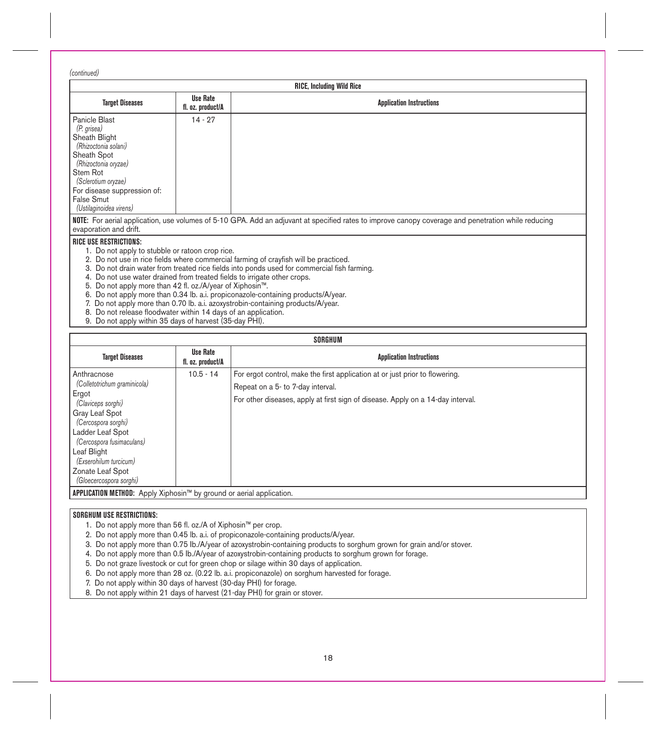*(continued)*

| RICE, Including Wild Rice | | |
|---|---|---|
| **Target Diseases** | **Use Rate fl. oz. product/A** | **Application Instructions** |
| Panicle Blast *(P. grisea)* Sheath Blight *(Rhizoctonia solani)* Sheath Spot *(Rhizoctonia oryzae)* Stem Rot *(Sclerotium oryzae)* For disease suppression of: False Smut *(Ustilaginoidea virens)* | 14 - 27 | |

**NOTE:** For aerial application, use volumes of 5-10 GPA. Add an adjuvant at specified rates to improve canopy coverage and penetration while reducing evaporation and drift.

**RICE USE RESTRICTIONS:**

1. Do not apply to stubble or ratoon crop rice.
2. Do not use in rice fields where commercial farming of crayfish will be practiced.
3. Do not drain water from treated rice fields into ponds used for commercial fish farming.
4. Do not use water drained from treated fields to irrigate other crops.
5. Do not apply more than 42 fl. oz./A/year of Xiphosin™.
6. Do not apply more than 0.34 lb. a.i. propiconazole-containing products/A/year.
7. Do not apply more than 0.70 lb. a.i. azoxystrobin-containing products/A/year.
8. Do not release floodwater within 14 days of an application.
9. Do not apply within 35 days of harvest (35-day PHI).

| SORGHUM | | |
|---|---|---|
| **Target Diseases** | **Use Rate fl. oz. product/A** | **Application Instructions** |
| Anthracnose *(Colletotrichum graminicola)* Ergot *(Claviceps sorghi)* Gray Leaf Spot *(Cercospora sorghi)* Ladder Leaf Spot *(Cercospora fusimaculans)* Leaf Blight *(Exserohilum turcicum)* Zonate Leaf Spot *(Gloeocercospora sorghi)* | 10.5 - 14 | For ergot control, make the first application at or just prior to flowering. Repeat on a 5- to 7-day interval. For other diseases, apply at first sign of disease. Apply on a 14-day interval. |

**APPLICATION METHOD:** Apply Xiphosin™ by ground or aerial application.

**SORGHUM USE RESTRICTIONS:**

1. Do not apply more than 56 fl. oz./A of Xiphosin™ per crop.
2. Do not apply more than 0.45 lb. a.i. of propiconazole-containing products/A/year.
3. Do not apply more than 0.75 lb./A/year of azoxystrobin-containing products to sorghum grown for grain and/or stover.
4. Do not apply more than 0.5 lb./A/year of azoxystrobin-containing products to sorghum grown for forage.
5. Do not graze livestock or cut for green chop or silage within 30 days of application.
6. Do not apply more than 28 oz. (0.22 lb. a.i. propiconazole) on sorghum harvested for forage.
7. Do not apply within 30 days of harvest (30-day PHI) for forage.
8. Do not apply within 21 days of harvest (21-day PHI) for grain or stover.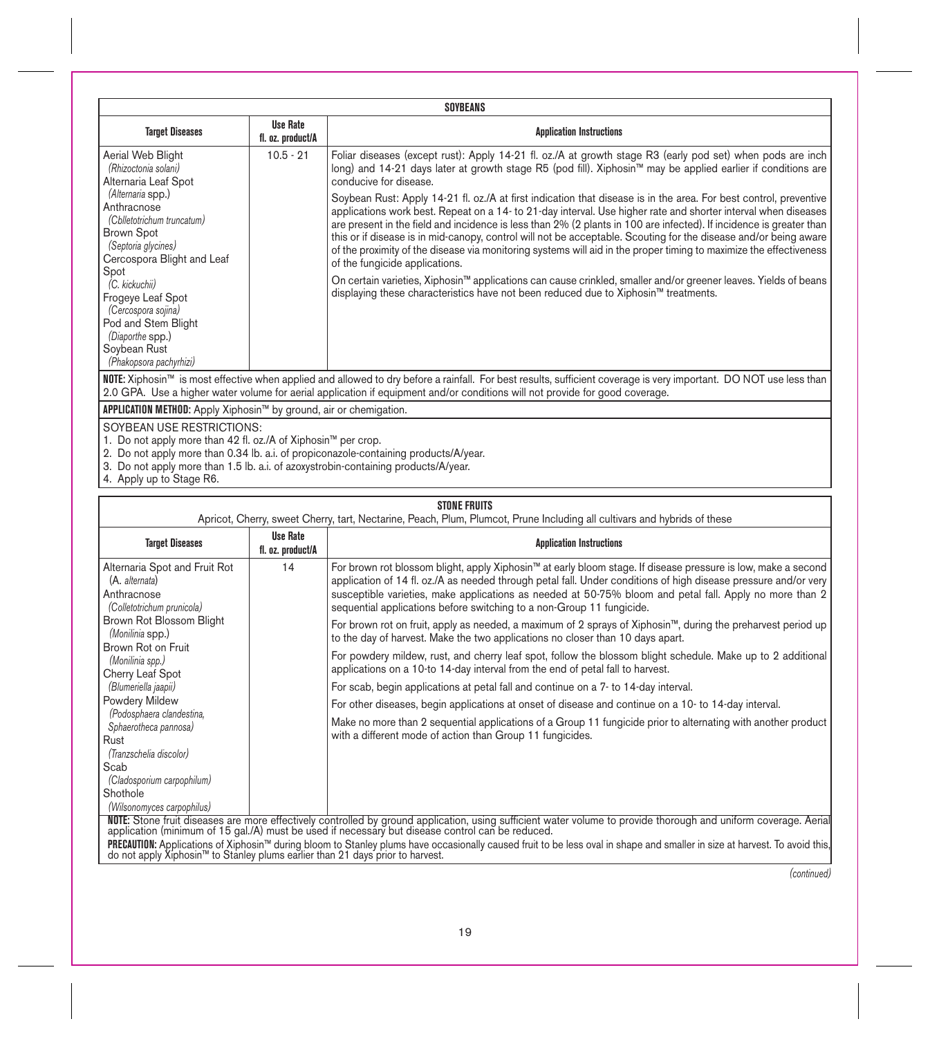| SOYBEANS | | |
|---|---|---|
| **Target Diseases** | **Use Rate fl. oz. product/A** | **Application Instructions** |
| Aerial Web Blight *(Rhizoctonia solani)*<br>Alternaria Leaf Spot *(Alternaria spp.)*<br>Anthracnose *(Cblletotrichum truncatum)*<br>Brown Spot *(Septoria glycines)*<br>Cercospora Blight and Leaf Spot *(C. kickuchii)*<br>Frogeye Leaf Spot *(Cercospora sojina)*<br>Pod and Stem Blight *(Diaporthe spp.)*<br>Soybean Rust *(Phakopsora pachyrhizi)* | 10.5 - 21 | Foliar diseases (except rust): Apply 14-21 fl. oz./A at growth stage R3 (early pod set) when pods are inch long) and 14-21 days later at growth stage R5 (pod fill). Xiphosin™ may be applied earlier if conditions are conducive for disease.<br><br>Soybean Rust: Apply 14-21 fl. oz./A at first indication that disease is in the area. For best control, preventive applications work best. Repeat on a 14- to 21-day interval. Use higher rate and shorter interval when diseases are present in the field and incidence is less than 2% (2 plants in 100 are infected). If incidence is greater than this or if disease is in mid-canopy, control will not be acceptable. Scouting for the disease and/or being aware of the proximity of the disease via monitoring systems will aid in the proper timing to maximize the effectiveness of the fungicide applications.<br><br>On certain varieties, Xiphosin™ applications can cause crinkled, smaller and/or greener leaves. Yields of beans displaying these characteristics have not been reduced due to Xiphosin™ treatments. |

**NOTE:** Xiphosin™ is most effective when applied and allowed to dry before a rainfall. For best results, sufficient coverage is very important. DO NOT use less than 2.0 GPA. Use a higher water volume for aerial application if equipment and/or conditions will not provide for good coverage.

**APPLICATION METHOD:** Apply Xiphosin™ by ground, air or chemigation.

SOYBEAN USE RESTRICTIONS:

1. Do not apply more than 42 fl. oz./A of Xiphosin™ per crop.
2. Do not apply more than 0.34 lb. a.i. of propiconazole-containing products/A/year.
3. Do not apply more than 1.5 lb. a.i. of azoxystrobin-containing products/A/year.
4. Apply up to Stage R6.

| STONE FRUITS<br>Apricot, Cherry, sweet Cherry, tart, Nectarine, Peach, Plum, Plumcot, Prune Including all cultivars and hybrids of these | | |
|---|---|---|
| **Target Diseases** | **Use Rate fl. oz. product/A** | **Application Instructions** |
| Alternaria Spot and Fruit Rot *(A. alternata)*<br>Anthracnose *(Colletotrichum prunicola)*<br>Brown Rot Blossom Blight *(Monilinia spp.)*<br>Brown Rot on Fruit *(Monilinia spp.)*<br>Cherry Leaf Spot *(Blumeriella jaapii)*<br>Powdery Mildew *(Podosphaera clandestina, Sphaerotheca pannosa)*<br>Rust *(Tranzschelia discolor)*<br>Scab *(Cladosporium carpophilum)*<br>Shothole *(Wilsonomyces carpophilus)* | 14 | For brown rot blossom blight, apply Xiphosin™ at early bloom stage. If disease pressure is low, make a second application of 14 fl. oz./A as needed through petal fall. Under conditions of high disease pressure and/or very susceptible varieties, make applications as needed at 50-75% bloom and petal fall. Apply no more than 2 sequential applications before switching to a non-Group 11 fungicide.<br><br>For brown rot on fruit, apply as needed, a maximum of 2 sprays of Xiphosin™, during the preharvest period up to the day of harvest. Make the two applications no closer than 10 days apart.<br><br>For powdery mildew, rust, and cherry leaf spot, follow the blossom blight schedule. Make up to 2 additional applications on a 10-to 14-day interval from the end of petal fall to harvest.<br><br>For scab, begin applications at petal fall and continue on a 7- to 14-day interval.<br><br>For other diseases, begin applications at onset of disease and continue on a 10- to 14-day interval.<br><br>Make no more than 2 sequential applications of a Group 11 fungicide prior to alternating with another product with a different mode of action than Group 11 fungicides. |

**NOTE:** Stone fruit diseases are more effectively controlled by ground application, using sufficient water volume to provide thorough and uniform coverage. Aerial application (minimum of 15 gal./A) must be used if necessary but disease control can be reduced.

**PRECAUTION:** Applications of Xiphosin™ during bloom to Stanley plums have occasionally caused fruit to be less oval in shape and smaller in size at harvest. To avoid this, do not apply Xiphosin™ to Stanley plums earlier than 21 days prior to harvest.

*(continued)*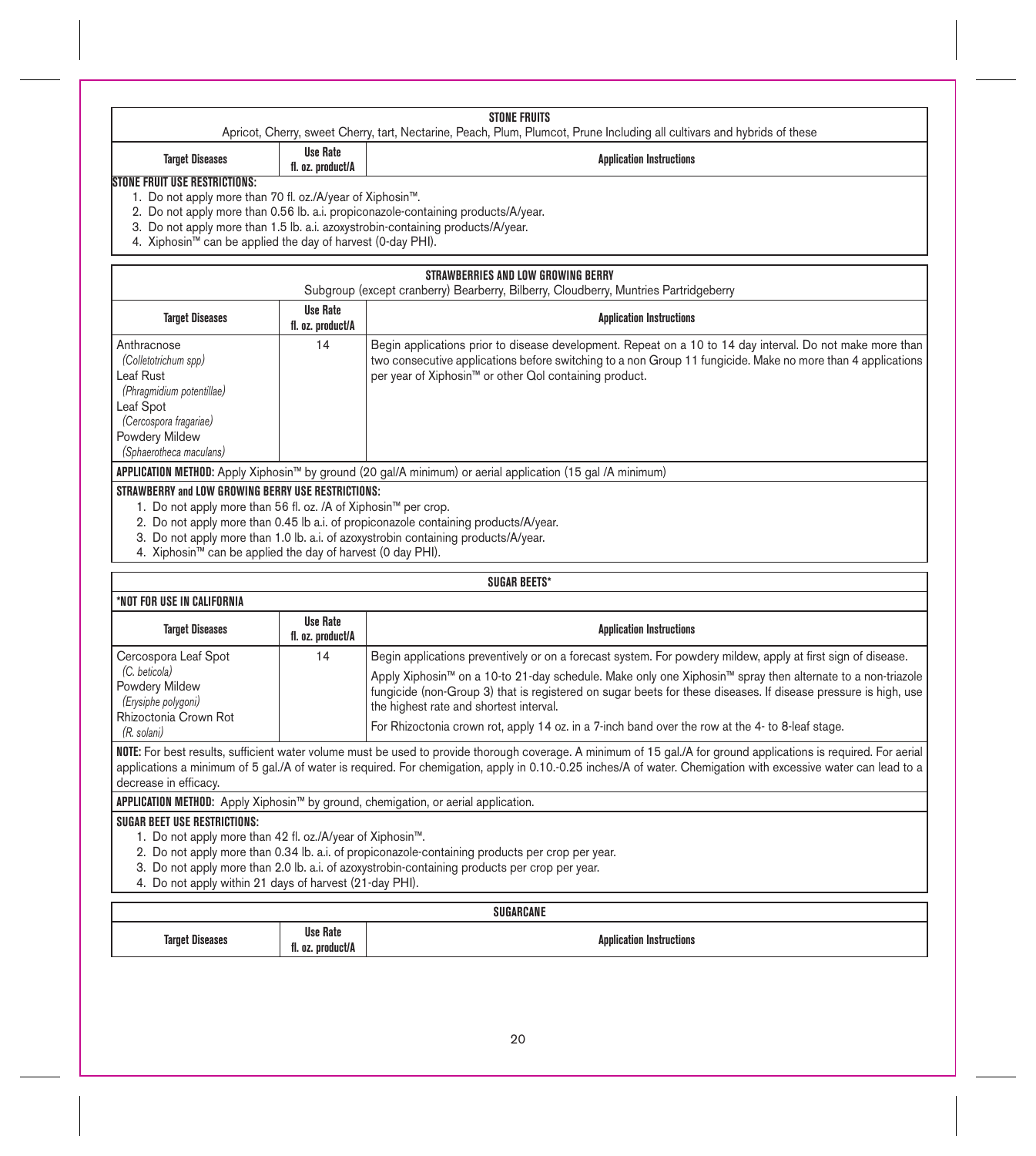## STONE FRUITS

Apricot, Cherry, sweet Cherry, tart, Nectarine, Peach, Plum, Plumcot, Prune Including all cultivars and hybrids of these

| Target Diseases | Use Rate fl. oz. product/A | Application Instructions |
|---|---|---|

**STONE FRUIT USE RESTRICTIONS:**

1. Do not apply more than 70 fl. oz./A/year of Xiphosin™.
2. Do not apply more than 0.56 lb. a.i. propiconazole-containing products/A/year.
3. Do not apply more than 1.5 lb. a.i. azoxystrobin-containing products/A/year.
4. Xiphosin™ can be applied the day of harvest (0-day PHI).

## STRAWBERRIES AND LOW GROWING BERRY

Subgroup (except cranberry) Bearberry, Bilberry, Cloudberry, Muntries Partridgeberry

| Target Diseases | Use Rate fl. oz. product/A | Application Instructions |
|---|---|---|
| Anthracnose *(Colletotrichum spp)* Leaf Rust *(Phragmidium potentillae)* Leaf Spot *(Cercospora fragariae)* Powdery Mildew *(Sphaerotheca maculans)* | 14 | Begin applications prior to disease development. Repeat on a 10 to 14 day interval. Do not make more than two consecutive applications before switching to a non Group 11 fungicide. Make no more than 4 applications per year of Xiphosin™ or other QoI containing product. |

**APPLICATION METHOD:** Apply Xiphosin™ by ground (20 gal/A minimum) or aerial application (15 gal /A minimum)

**STRAWBERRY and LOW GROWING BERRY USE RESTRICTIONS:**

1. Do not apply more than 56 fl. oz. /A of Xiphosin™ per crop.
2. Do not apply more than 0.45 lb a.i. of propiconazole containing products/A/year.
3. Do not apply more than 1.0 lb. a.i. of azoxystrobin containing products/A/year.
4. Xiphosin™ can be applied the day of harvest (0 day PHI).

## SUGAR BEETS*

**\*NOT FOR USE IN CALIFORNIA**

| Target Diseases | Use Rate fl. oz. product/A | Application Instructions |
|---|---|---|
| Cercospora Leaf Spot *(C. beticola)* Powdery Mildew *(Erysiphe polygoni)* Rhizoctonia Crown Rot *(R. solani)* | 14 | Begin applications preventively or on a forecast system. For powdery mildew, apply at first sign of disease. Apply Xiphosin™ on a 10-to 21-day schedule. Make only one Xiphosin™ spray then alternate to a non-triazole fungicide (non-Group 3) that is registered on sugar beets for these diseases. If disease pressure is high, use the highest rate and shortest interval. For Rhizoctonia crown rot, apply 14 oz. in a 7-inch band over the row at the 4- to 8-leaf stage. |

**NOTE:** For best results, sufficient water volume must be used to provide thorough coverage. A minimum of 15 gal./A for ground applications is required. For aerial applications a minimum of 5 gal./A of water is required. For chemigation, apply in 0.10.-0.25 inches/A of water. Chemigation with excessive water can lead to a decrease in efficacy.

**APPLICATION METHOD:** Apply Xiphosin™ by ground, chemigation, or aerial application.

**SUGAR BEET USE RESTRICTIONS:**

1. Do not apply more than 42 fl. oz./A/year of Xiphosin™.
2. Do not apply more than 0.34 lb. a.i. of propiconazole-containing products per crop per year.
3. Do not apply more than 2.0 lb. a.i. of azoxystrobin-containing products per crop per year.
4. Do not apply within 21 days of harvest (21-day PHI).

## SUGARCANE

| Target Diseases | Use Rate fl. oz. product/A | Application Instructions |
|---|---|---|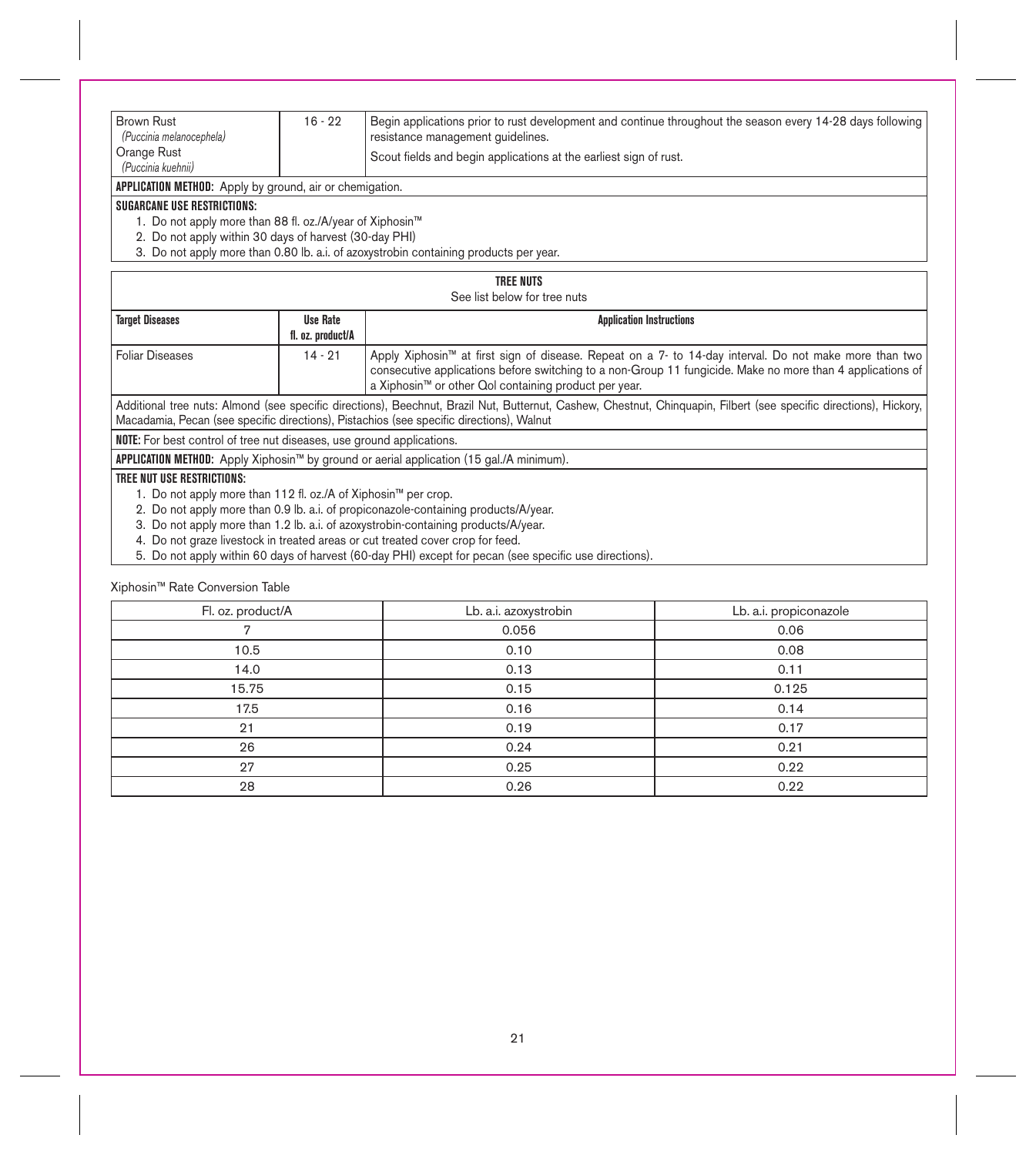| | | |
|---|---|---|
| Brown Rust *(Puccinia melanocephela)* Orange Rust *(Puccinia kuehnii)* | 16 - 22 | Begin applications prior to rust development and continue throughout the season every 14-28 days following resistance management guidelines. Scout fields and begin applications at the earliest sign of rust. |

**APPLICATION METHOD:** Apply by ground, air or chemigation.

**SUGARCANE USE RESTRICTIONS:**

1. Do not apply more than 88 fl. oz./A/year of Xiphosin™
2. Do not apply within 30 days of harvest (30-day PHI)
3. Do not apply more than 0.80 lb. a.i. of azoxystrobin containing products per year.

**TREE NUTS**

See list below for tree nuts

| Target Diseases | Use Rate fl. oz. product/A | Application Instructions |
|---|---|---|
| Foliar Diseases | 14 - 21 | Apply Xiphosin™ at first sign of disease. Repeat on a 7- to 14-day interval. Do not make more than two consecutive applications before switching to a non-Group 11 fungicide. Make no more than 4 applications of a Xiphosin™ or other QoI containing product per year. |

Additional tree nuts: Almond (see specific directions), Beechnut, Brazil Nut, Butternut, Cashew, Chestnut, Chinquapin, Filbert (see specific directions), Hickory, Macadamia, Pecan (see specific directions), Pistachios (see specific directions), Walnut

**NOTE:** For best control of tree nut diseases, use ground applications.

**APPLICATION METHOD:** Apply Xiphosin™ by ground or aerial application (15 gal./A minimum).

**TREE NUT USE RESTRICTIONS:**

1. Do not apply more than 112 fl. oz./A of Xiphosin™ per crop.
2. Do not apply more than 0.9 lb. a.i. of propiconazole-containing products/A/year.
3. Do not apply more than 1.2 lb. a.i. of azoxystrobin-containing products/A/year.
4. Do not graze livestock in treated areas or cut treated cover crop for feed.
5. Do not apply within 60 days of harvest (60-day PHI) except for pecan (see specific use directions).

Xiphosin™ Rate Conversion Table

| Fl. oz. product/A | Lb. a.i. azoxystrobin | Lb. a.i. propiconazole |
|---|---|---|
| 7 | 0.056 | 0.06 |
| 10.5 | 0.10 | 0.08 |
| 14.0 | 0.13 | 0.11 |
| 15.75 | 0.15 | 0.125 |
| 17.5 | 0.16 | 0.14 |
| 21 | 0.19 | 0.17 |
| 26 | 0.24 | 0.21 |
| 27 | 0.25 | 0.22 |
| 28 | 0.26 | 0.22 |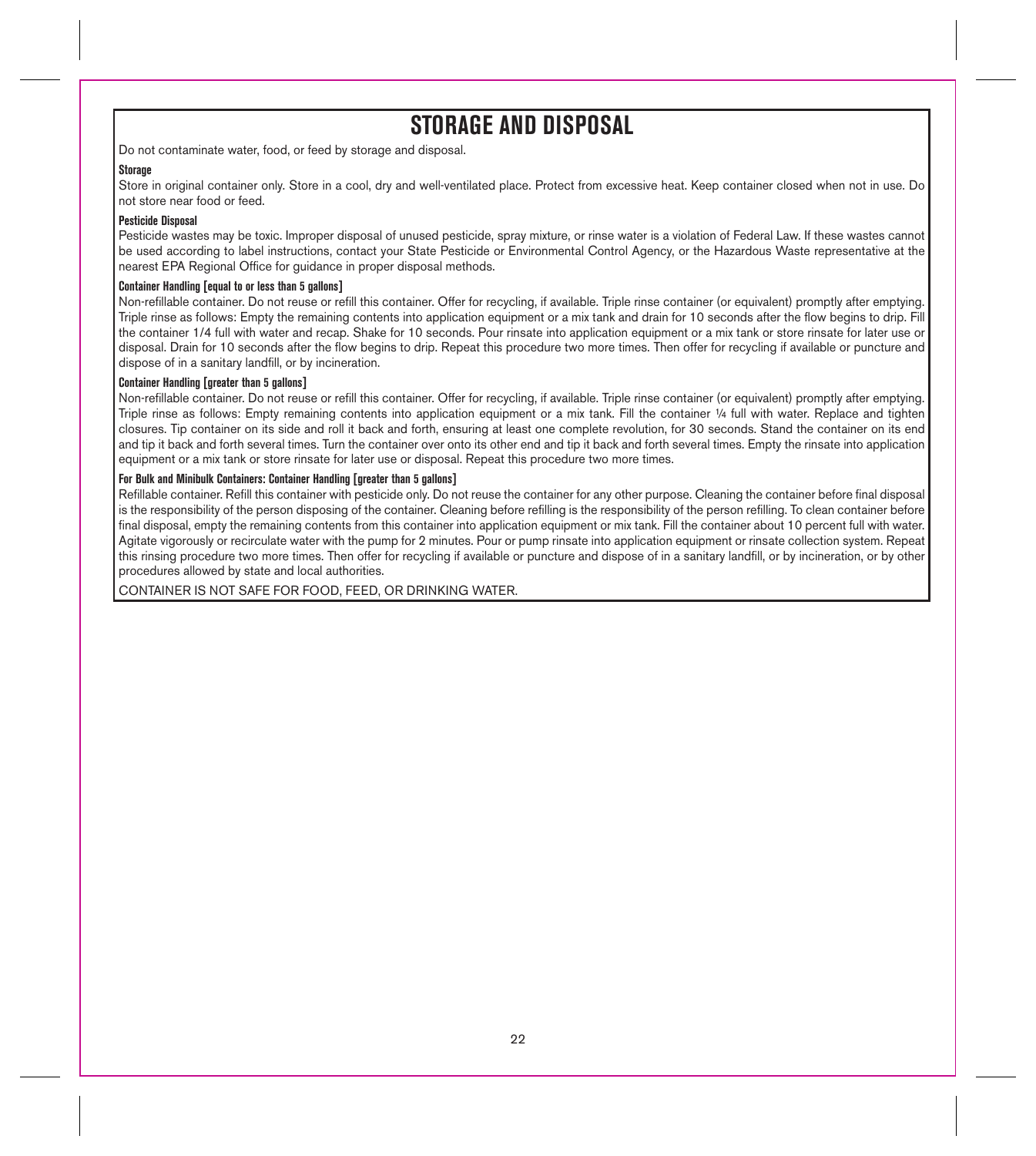# STORAGE AND DISPOSAL

Do not contaminate water, food, or feed by storage and disposal.

**Storage**

Store in original container only. Store in a cool, dry and well-ventilated place. Protect from excessive heat. Keep container closed when not in use. Do not store near food or feed.

**Pesticide Disposal**

Pesticide wastes may be toxic. Improper disposal of unused pesticide, spray mixture, or rinse water is a violation of Federal Law. If these wastes cannot be used according to label instructions, contact your State Pesticide or Environmental Control Agency, or the Hazardous Waste representative at the nearest EPA Regional Office for guidance in proper disposal methods.

**Container Handling [equal to or less than 5 gallons]**

Non-refillable container. Do not reuse or refill this container. Offer for recycling, if available. Triple rinse container (or equivalent) promptly after emptying. Triple rinse as follows: Empty the remaining contents into application equipment or a mix tank and drain for 10 seconds after the flow begins to drip. Fill the container 1/4 full with water and recap. Shake for 10 seconds. Pour rinsate into application equipment or a mix tank or store rinsate for later use or disposal. Drain for 10 seconds after the flow begins to drip. Repeat this procedure two more times. Then offer for recycling if available or puncture and dispose of in a sanitary landfill, or by incineration.

**Container Handling [greater than 5 gallons]**

Non-refillable container. Do not reuse or refill this container. Offer for recycling, if available. Triple rinse container (or equivalent) promptly after emptying. Triple rinse as follows: Empty remaining contents into application equipment or a mix tank. Fill the container ¼ full with water. Replace and tighten closures. Tip container on its side and roll it back and forth, ensuring at least one complete revolution, for 30 seconds. Stand the container on its end and tip it back and forth several times. Turn the container over onto its other end and tip it back and forth several times. Empty the rinsate into application equipment or a mix tank or store rinsate for later use or disposal. Repeat this procedure two more times.

**For Bulk and Minibulk Containers: Container Handling [greater than 5 gallons]**

Refillable container. Refill this container with pesticide only. Do not reuse the container for any other purpose. Cleaning the container before final disposal is the responsibility of the person disposing of the container. Cleaning before refilling is the responsibility of the person refilling. To clean container before final disposal, empty the remaining contents from this container into application equipment or mix tank. Fill the container about 10 percent full with water. Agitate vigorously or recirculate water with the pump for 2 minutes. Pour or pump rinsate into application equipment or rinsate collection system. Repeat this rinsing procedure two more times. Then offer for recycling if available or puncture and dispose of in a sanitary landfill, or by incineration, or by other procedures allowed by state and local authorities.

CONTAINER IS NOT SAFE FOR FOOD, FEED, OR DRINKING WATER.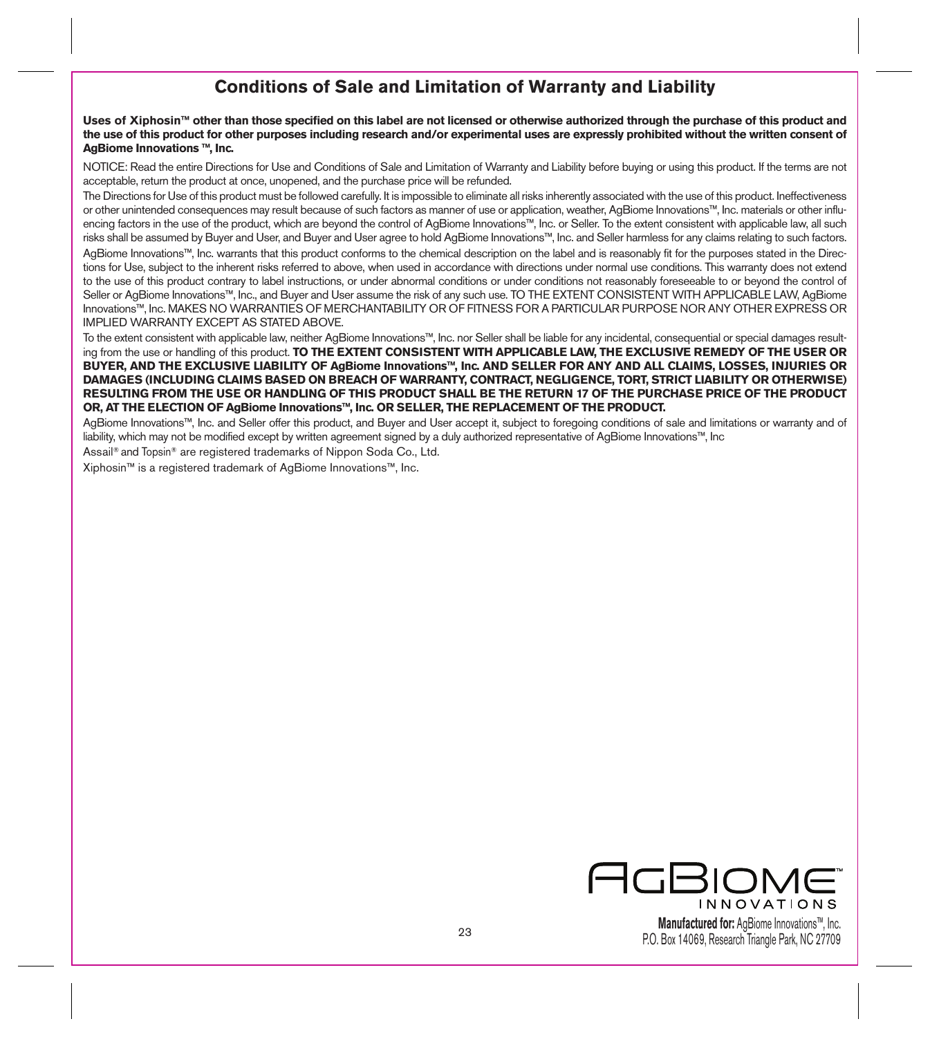## Conditions of Sale and Limitation of Warranty and Liability

**Uses of Xiphosin™ other than those specified on this label are not licensed or otherwise authorized through the purchase of this product and the use of this product for other purposes including research and/or experimental uses are expressly prohibited without the written consent of AgBiome Innovations ™, Inc.**

NOTICE: Read the entire Directions for Use and Conditions of Sale and Limitation of Warranty and Liability before buying or using this product. If the terms are not acceptable, return the product at once, unopened, and the purchase price will be refunded.

The Directions for Use of this product must be followed carefully. It is impossible to eliminate all risks inherently associated with the use of this product. Ineffectiveness or other unintended consequences may result because of such factors as manner of use or application, weather, AgBiome Innovations™, Inc. materials or other influencing factors in the use of the product, which are beyond the control of AgBiome Innovations™, Inc. or Seller. To the extent consistent with applicable law, all such risks shall be assumed by Buyer and User, and Buyer and User agree to hold AgBiome Innovations™, Inc. and Seller harmless for any claims relating to such factors.

AgBiome Innovations™, Inc. warrants that this product conforms to the chemical description on the label and is reasonably fit for the purposes stated in the Directions for Use, subject to the inherent risks referred to above, when used in accordance with directions under normal use conditions. This warranty does not extend to the use of this product contrary to label instructions, or under abnormal conditions or under conditions not reasonably foreseeable to or beyond the control of Seller or AgBiome Innovations™, Inc., and Buyer and User assume the risk of any such use. TO THE EXTENT CONSISTENT WITH APPLICABLE LAW, AgBiome Innovations™, Inc. MAKES NO WARRANTIES OF MERCHANTABILITY OR OF FITNESS FOR A PARTICULAR PURPOSE NOR ANY OTHER EXPRESS OR IMPLIED WARRANTY EXCEPT AS STATED ABOVE.

To the extent consistent with applicable law, neither AgBiome Innovations™, Inc. nor Seller shall be liable for any incidental, consequential or special damages resulting from the use or handling of this product. **TO THE EXTENT CONSISTENT WITH APPLICABLE LAW, THE EXCLUSIVE REMEDY OF THE USER OR BUYER, AND THE EXCLUSIVE LIABILITY OF AgBiome Innovations™, Inc. AND SELLER FOR ANY AND ALL CLAIMS, LOSSES, INJURIES OR DAMAGES (INCLUDING CLAIMS BASED ON BREACH OF WARRANTY, CONTRACT, NEGLIGENCE, TORT, STRICT LIABILITY OR OTHERWISE) RESULTING FROM THE USE OR HANDLING OF THIS PRODUCT SHALL BE THE RETURN 17 OF THE PURCHASE PRICE OF THE PRODUCT OR, AT THE ELECTION OF AgBiome Innovations™, Inc. OR SELLER, THE REPLACEMENT OF THE PRODUCT.**

AgBiome Innovations™, Inc. and Seller offer this product, and Buyer and User accept it, subject to foregoing conditions of sale and limitations or warranty and of liability, which may not be modified except by written agreement signed by a duly authorized representative of AgBiome Innovations™, Inc

Assail® and Topsin® are registered trademarks of Nippon Soda Co., Ltd.

Xiphosin™ is a registered trademark of AgBiome Innovations™, Inc.

AGBIOME™ INNOVATIONS

**Manufactured for:** AgBiome Innovations™, Inc.
P.O. Box 14069, Research Triangle Park, NC 27709